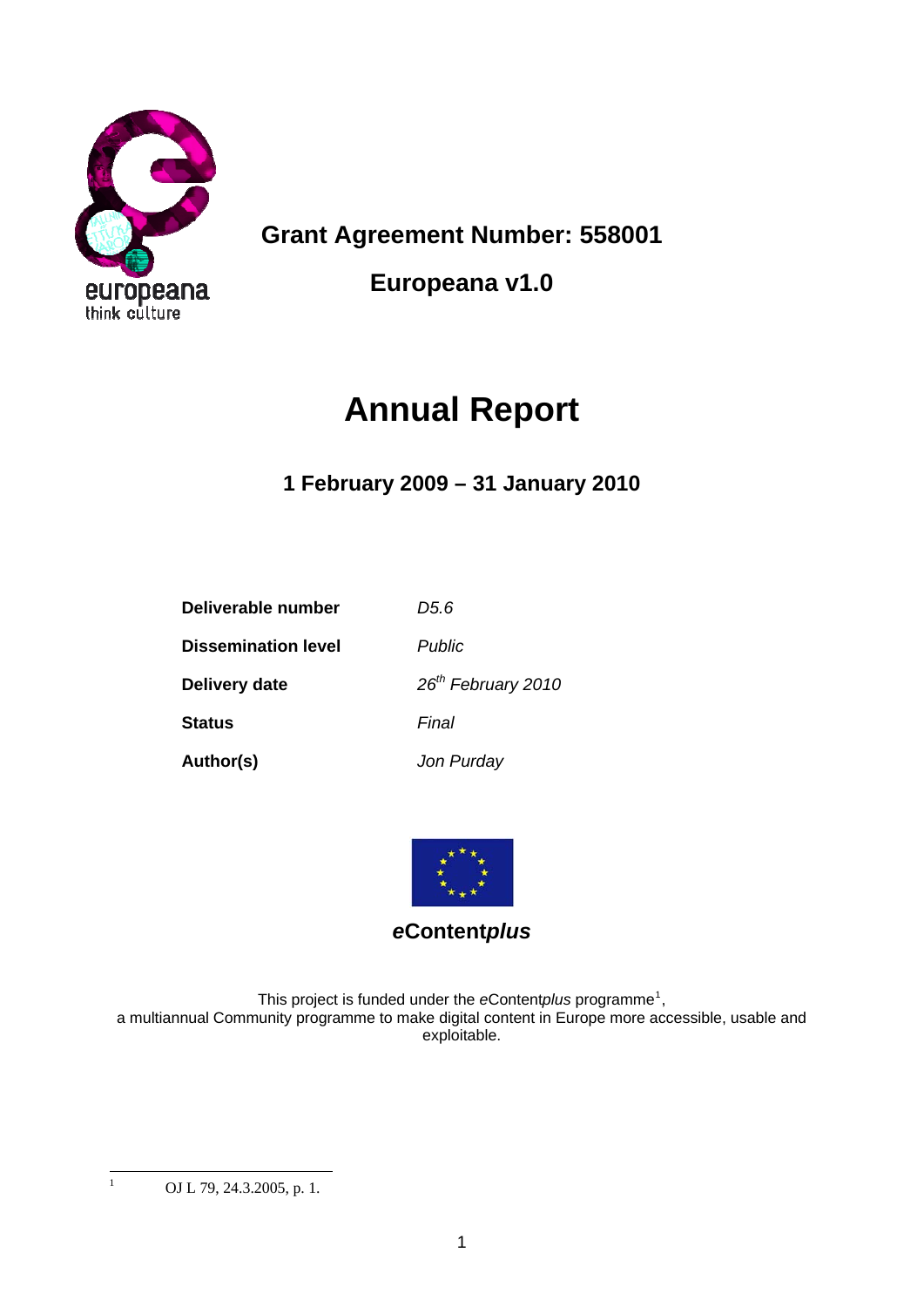**Grant Agreement Number: 558001**

**Europeana v1.0**

# Annual Report

## 1 February 2009 – 31 January 2010

| | |
|---|---|
| **Deliverable number** | *D5.6* |
| **Dissemination level** | *Public* |
| **Delivery date** | *26th February 2010* |
| **Status** | *Final* |
| **Author(s)** | *Jon Purday* |

***e*Content*plus***

This project is funded under the *e*Content*plus* programme[1], a multiannual Community programme to make digital content in Europe more accessible, usable and exploitable.

[1] OJ L 79, 24.3.2005, p. 1.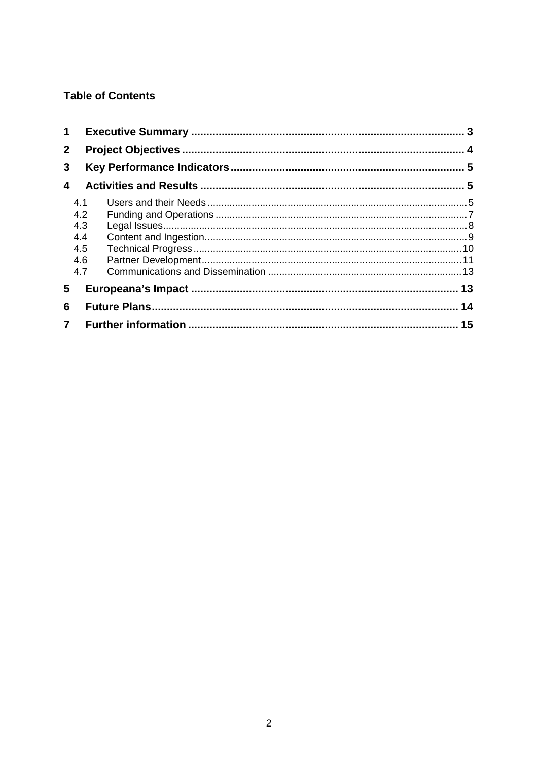**Table of Contents**

1 Executive Summary ..... 3
2 Project Objectives ..... 4
3 Key Performance Indicators ..... 5
4 Activities and Results ..... 5
 4.1 Users and their Needs ..... 5
 4.2 Funding and Operations ..... 7
 4.3 Legal Issues ..... 8
 4.4 Content and Ingestion ..... 9
 4.5 Technical Progress ..... 10
 4.6 Partner Development ..... 11
 4.7 Communications and Dissemination ..... 13
5 Europeana's Impact ..... 13
6 Future Plans ..... 14
7 Further information ..... 15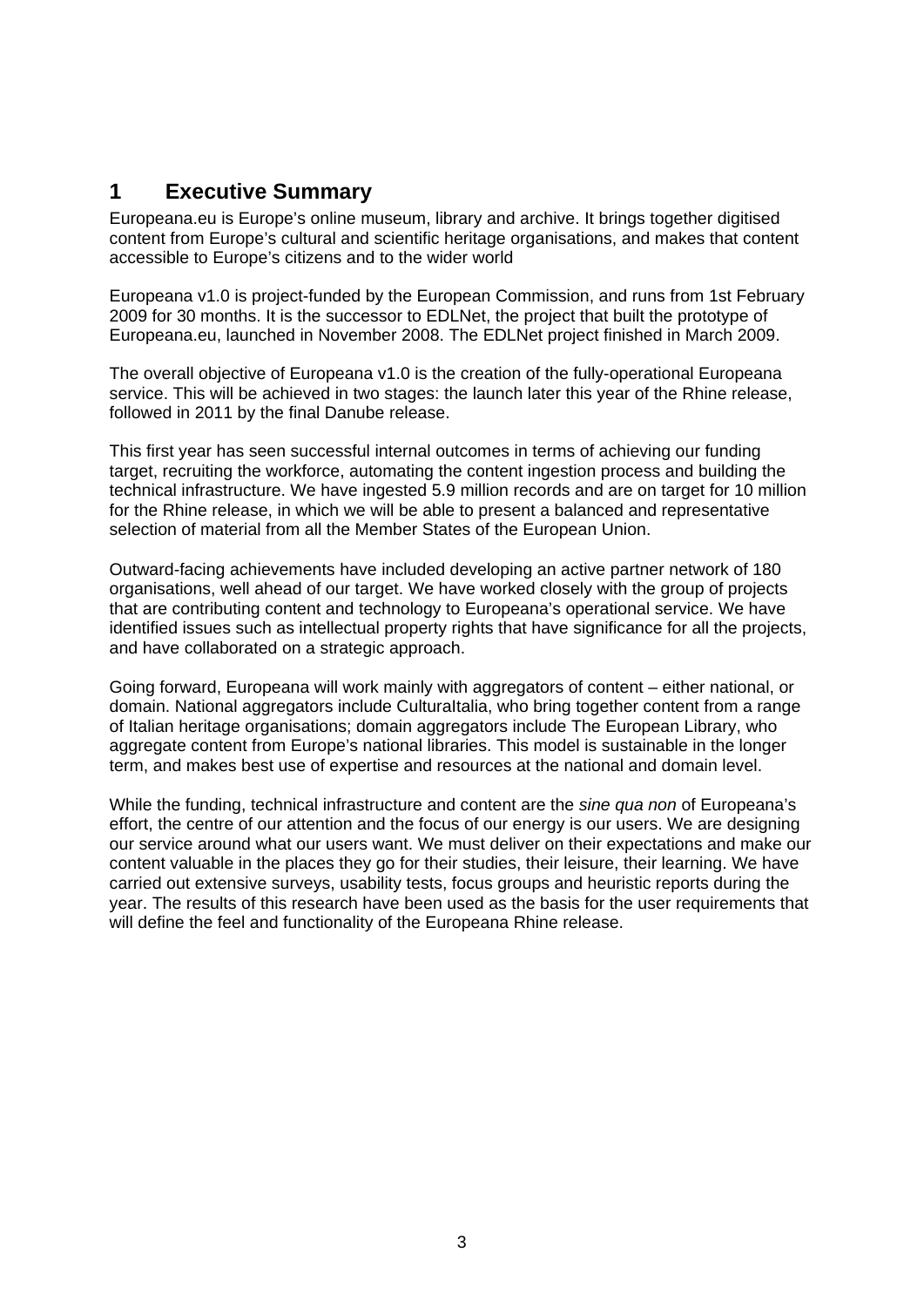# 1 Executive Summary

Europeana.eu is Europe's online museum, library and archive. It brings together digitised content from Europe's cultural and scientific heritage organisations, and makes that content accessible to Europe's citizens and to the wider world

Europeana v1.0 is project-funded by the European Commission, and runs from 1st February 2009 for 30 months. It is the successor to EDLNet, the project that built the prototype of Europeana.eu, launched in November 2008. The EDLNet project finished in March 2009.

The overall objective of Europeana v1.0 is the creation of the fully-operational Europeana service. This will be achieved in two stages: the launch later this year of the Rhine release, followed in 2011 by the final Danube release.

This first year has seen successful internal outcomes in terms of achieving our funding target, recruiting the workforce, automating the content ingestion process and building the technical infrastructure. We have ingested 5.9 million records and are on target for 10 million for the Rhine release, in which we will be able to present a balanced and representative selection of material from all the Member States of the European Union.

Outward-facing achievements have included developing an active partner network of 180 organisations, well ahead of our target. We have worked closely with the group of projects that are contributing content and technology to Europeana's operational service. We have identified issues such as intellectual property rights that have significance for all the projects, and have collaborated on a strategic approach.

Going forward, Europeana will work mainly with aggregators of content – either national, or domain. National aggregators include CulturaItalia, who bring together content from a range of Italian heritage organisations; domain aggregators include The European Library, who aggregate content from Europe's national libraries. This model is sustainable in the longer term, and makes best use of expertise and resources at the national and domain level.

While the funding, technical infrastructure and content are the *sine qua non* of Europeana's effort, the centre of our attention and the focus of our energy is our users. We are designing our service around what our users want. We must deliver on their expectations and make our content valuable in the places they go for their studies, their leisure, their learning. We have carried out extensive surveys, usability tests, focus groups and heuristic reports during the year. The results of this research have been used as the basis for the user requirements that will define the feel and functionality of the Europeana Rhine release.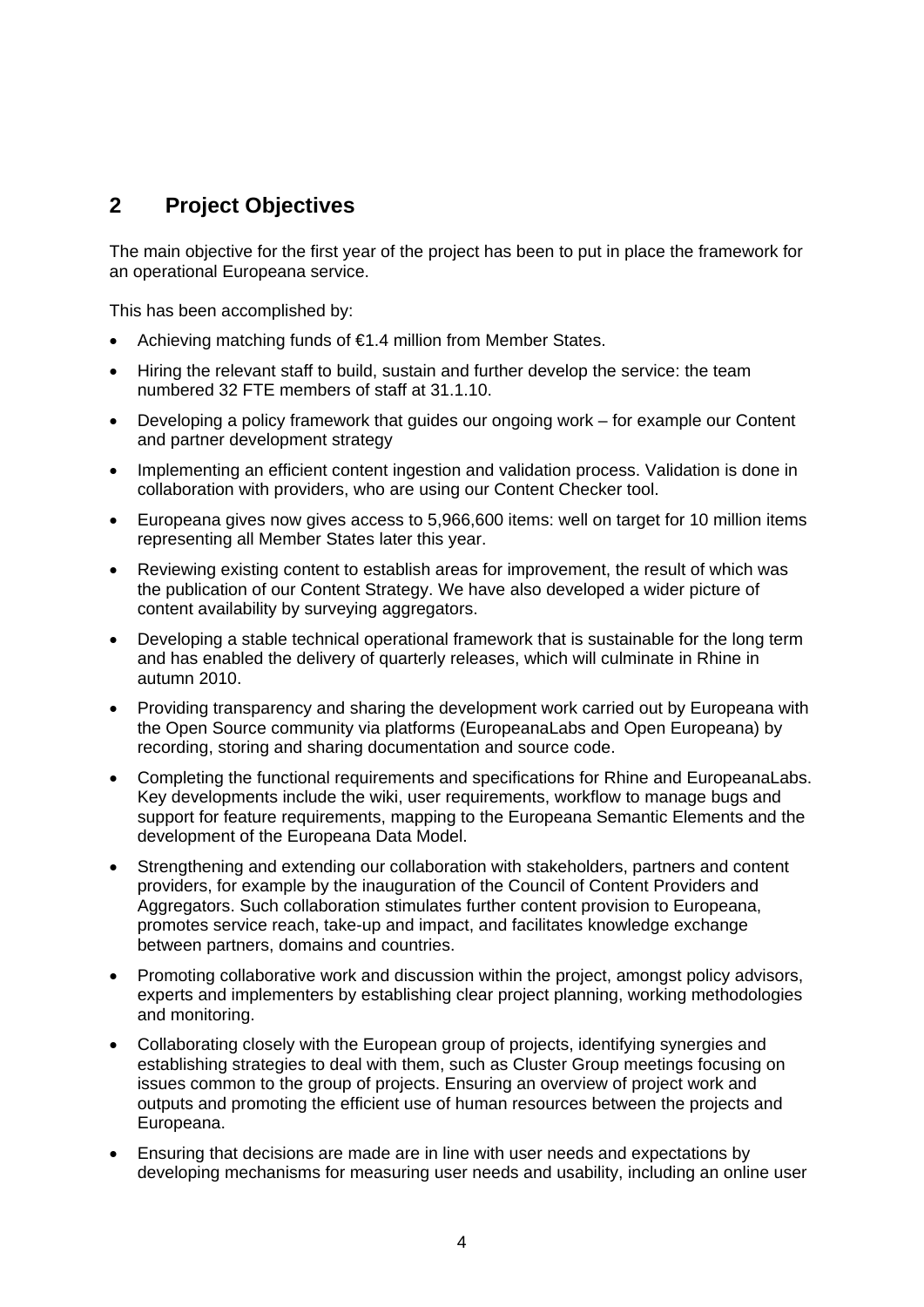## 2 Project Objectives

The main objective for the first year of the project has been to put in place the framework for an operational Europeana service.

This has been accomplished by:

- Achieving matching funds of €1.4 million from Member States.
- Hiring the relevant staff to build, sustain and further develop the service: the team numbered 32 FTE members of staff at 31.1.10.
- Developing a policy framework that guides our ongoing work – for example our Content and partner development strategy
- Implementing an efficient content ingestion and validation process. Validation is done in collaboration with providers, who are using our Content Checker tool.
- Europeana gives now gives access to 5,966,600 items: well on target for 10 million items representing all Member States later this year.
- Reviewing existing content to establish areas for improvement, the result of which was the publication of our Content Strategy. We have also developed a wider picture of content availability by surveying aggregators.
- Developing a stable technical operational framework that is sustainable for the long term and has enabled the delivery of quarterly releases, which will culminate in Rhine in autumn 2010.
- Providing transparency and sharing the development work carried out by Europeana with the Open Source community via platforms (EuropeanaLabs and Open Europeana) by recording, storing and sharing documentation and source code.
- Completing the functional requirements and specifications for Rhine and EuropeanaLabs. Key developments include the wiki, user requirements, workflow to manage bugs and support for feature requirements, mapping to the Europeana Semantic Elements and the development of the Europeana Data Model.
- Strengthening and extending our collaboration with stakeholders, partners and content providers, for example by the inauguration of the Council of Content Providers and Aggregators. Such collaboration stimulates further content provision to Europeana, promotes service reach, take-up and impact, and facilitates knowledge exchange between partners, domains and countries.
- Promoting collaborative work and discussion within the project, amongst policy advisors, experts and implementers by establishing clear project planning, working methodologies and monitoring.
- Collaborating closely with the European group of projects, identifying synergies and establishing strategies to deal with them, such as Cluster Group meetings focusing on issues common to the group of projects. Ensuring an overview of project work and outputs and promoting the efficient use of human resources between the projects and Europeana.
- Ensuring that decisions are made are in line with user needs and expectations by developing mechanisms for measuring user needs and usability, including an online user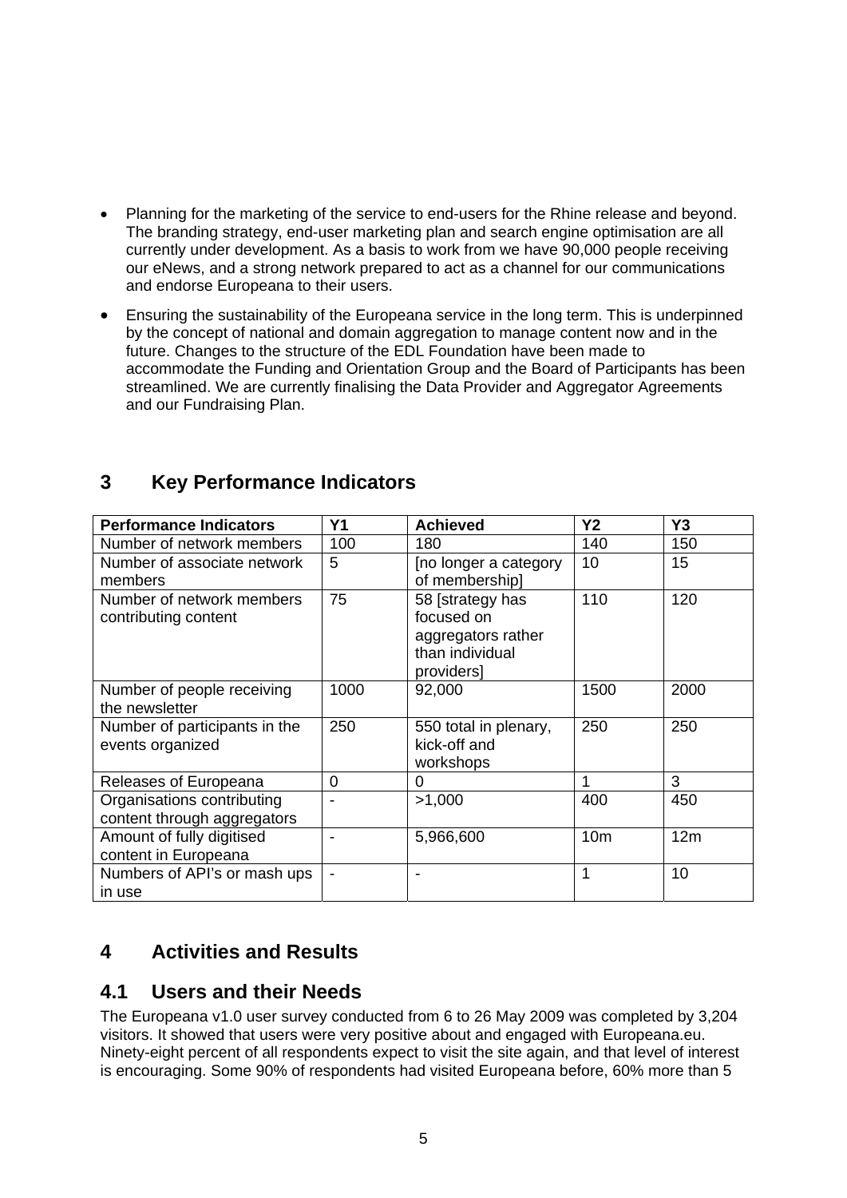- Planning for the marketing of the service to end-users for the Rhine release and beyond. The branding strategy, end-user marketing plan and search engine optimisation are all currently under development. As a basis to work from we have 90,000 people receiving our eNews, and a strong network prepared to act as a channel for our communications and endorse Europeana to their users.
- Ensuring the sustainability of the Europeana service in the long term. This is underpinned by the concept of national and domain aggregation to manage content now and in the future. Changes to the structure of the EDL Foundation have been made to accommodate the Funding and Orientation Group and the Board of Participants has been streamlined. We are currently finalising the Data Provider and Aggregator Agreements and our Fundraising Plan.

# 3 Key Performance Indicators

| Performance Indicators | Y1 | Achieved | Y2 | Y3 |
|---|---|---|---|---|
| Number of network members | 100 | 180 | 140 | 150 |
| Number of associate network members | 5 | [no longer a category of membership] | 10 | 15 |
| Number of network members contributing content | 75 | 58 [strategy has focused on aggregators rather than individual providers] | 110 | 120 |
| Number of people receiving the newsletter | 1000 | 92,000 | 1500 | 2000 |
| Number of participants in the events organized | 250 | 550 total in plenary, kick-off and workshops | 250 | 250 |
| Releases of Europeana | 0 | 0 | 1 | 3 |
| Organisations contributing content through aggregators | - | >1,000 | 400 | 450 |
| Amount of fully digitised content in Europeana | - | 5,966,600 | 10m | 12m |
| Numbers of API's or mash ups in use | - | - | 1 | 10 |

# 4 Activities and Results

## 4.1 Users and their Needs

The Europeana v1.0 user survey conducted from 6 to 26 May 2009 was completed by 3,204 visitors. It showed that users were very positive about and engaged with Europeana.eu. Ninety-eight percent of all respondents expect to visit the site again, and that level of interest is encouraging. Some 90% of respondents had visited Europeana before, 60% more than 5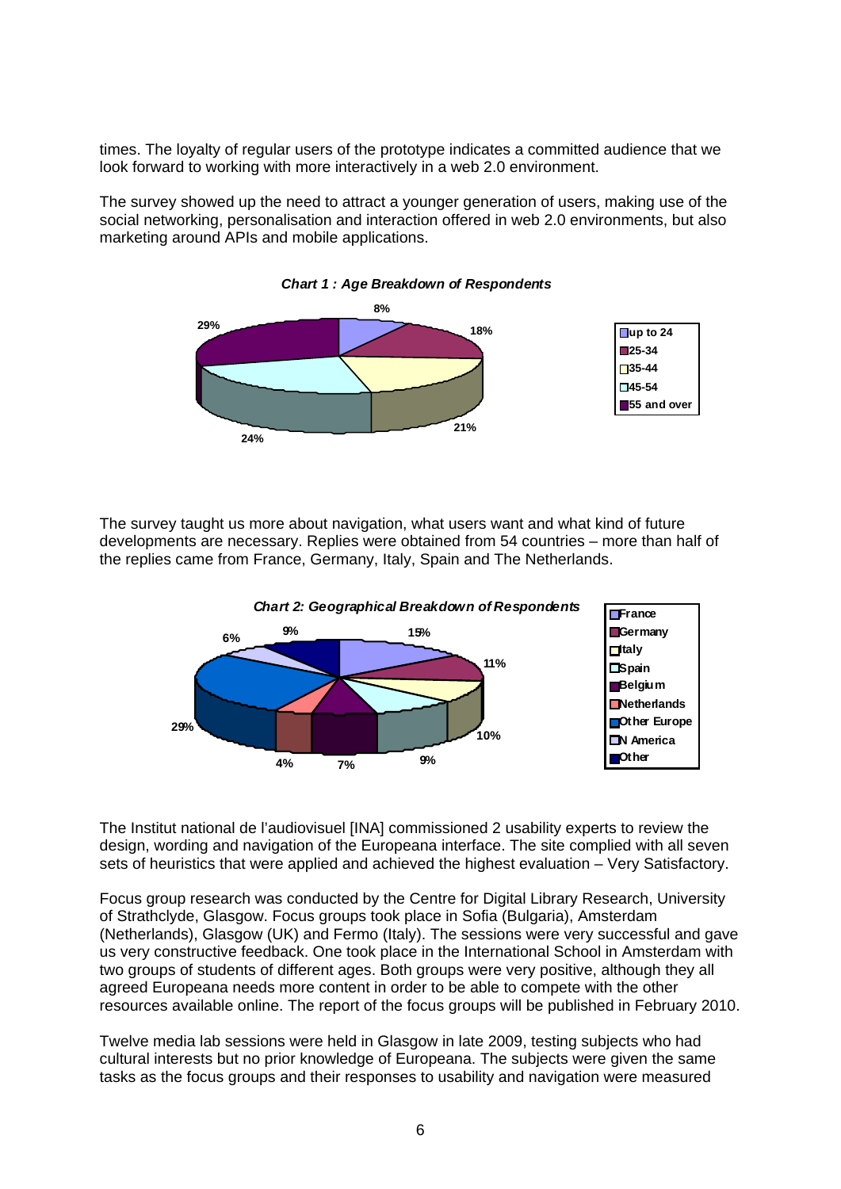times. The loyalty of regular users of the prototype indicates a committed audience that we look forward to working with more interactively in a web 2.0 environment.

The survey showed up the need to attract a younger generation of users, making use of the social networking, personalisation and interaction offered in web 2.0 environments, but also marketing around APIs and mobile applications.

***Chart 1 : Age Breakdown of Respondents***

| Age | % |
|---|---|
| up to 24 | 8% |
| 25-34 | 18% |
| 35-44 | 21% |
| 45-54 | 24% |
| 55 and over | 29% |

The survey taught us more about navigation, what users want and what kind of future developments are necessary. Replies were obtained from 54 countries – more than half of the replies came from France, Germany, Italy, Spain and The Netherlands.

***Chart 2: Geographical Breakdown of Respondents***

| Country | % |
|---|---|
| France | 15% |
| Germany | 11% |
| Italy | 10% |
| Spain | 9% |
| Belgium | 7% |
| Netherlands | 4% |
| Other Europe | 29% |
| N America | 6% |
| Other | 9% |

The Institut national de l'audiovisuel [INA] commissioned 2 usability experts to review the design, wording and navigation of the Europeana interface. The site complied with all seven sets of heuristics that were applied and achieved the highest evaluation – Very Satisfactory.

Focus group research was conducted by the Centre for Digital Library Research, University of Strathclyde, Glasgow. Focus groups took place in Sofia (Bulgaria), Amsterdam (Netherlands), Glasgow (UK) and Fermo (Italy). The sessions were very successful and gave us very constructive feedback. One took place in the International School in Amsterdam with two groups of students of different ages. Both groups were very positive, although they all agreed Europeana needs more content in order to be able to compete with the other resources available online. The report of the focus groups will be published in February 2010.

Twelve media lab sessions were held in Glasgow in late 2009, testing subjects who had cultural interests but no prior knowledge of Europeana. The subjects were given the same tasks as the focus groups and their responses to usability and navigation were measured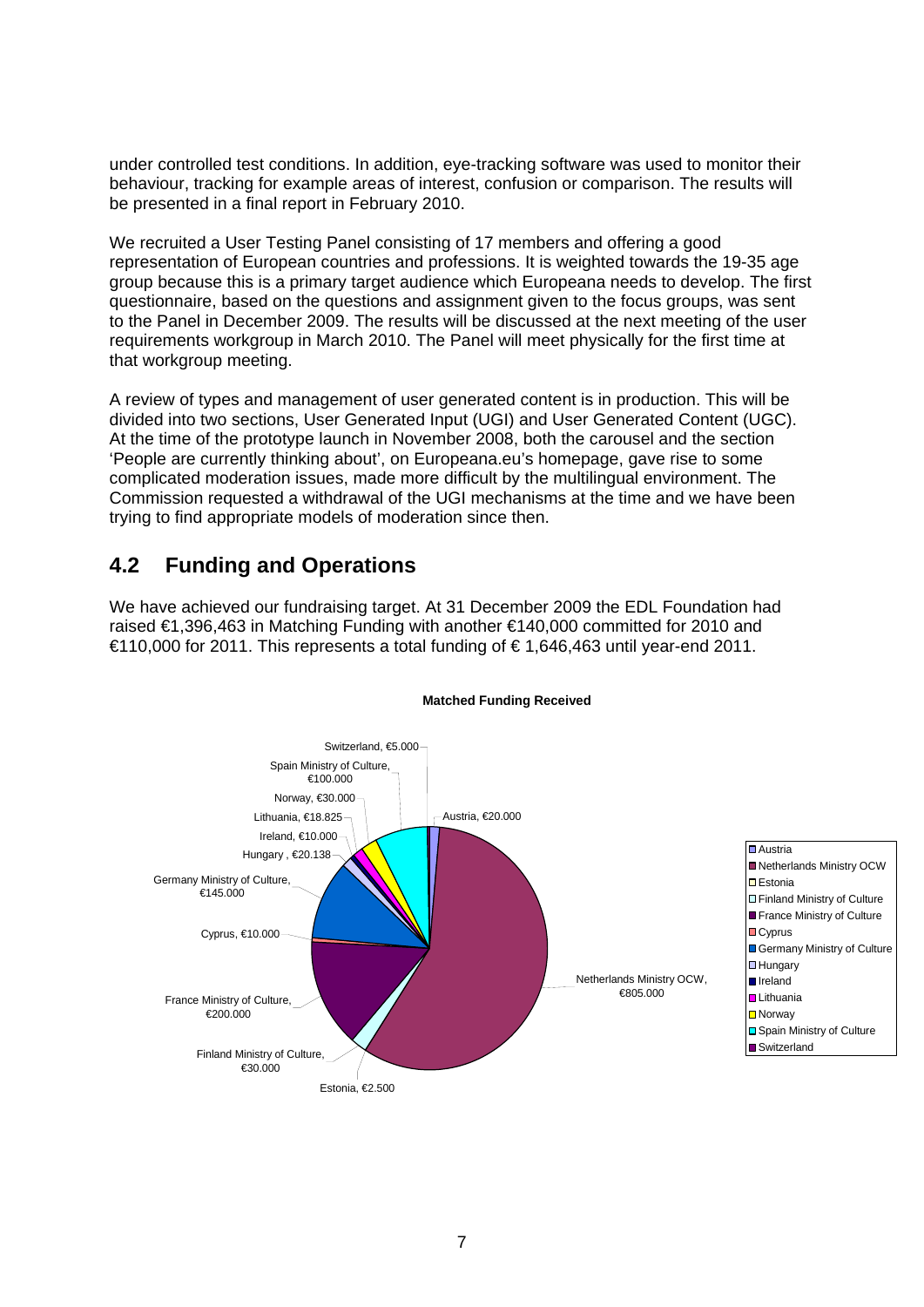under controlled test conditions. In addition, eye-tracking software was used to monitor their behaviour, tracking for example areas of interest, confusion or comparison. The results will be presented in a final report in February 2010.

We recruited a User Testing Panel consisting of 17 members and offering a good representation of European countries and professions. It is weighted towards the 19-35 age group because this is a primary target audience which Europeana needs to develop. The first questionnaire, based on the questions and assignment given to the focus groups, was sent to the Panel in December 2009. The results will be discussed at the next meeting of the user requirements workgroup in March 2010. The Panel will meet physically for the first time at that workgroup meeting.

A review of types and management of user generated content is in production. This will be divided into two sections, User Generated Input (UGI) and User Generated Content (UGC). At the time of the prototype launch in November 2008, both the carousel and the section 'People are currently thinking about', on Europeana.eu's homepage, gave rise to some complicated moderation issues, made more difficult by the multilingual environment. The Commission requested a withdrawal of the UGI mechanisms at the time and we have been trying to find appropriate models of moderation since then.

## 4.2 Funding and Operations

We have achieved our fundraising target. At 31 December 2009 the EDL Foundation had raised €1,396,463 in Matching Funding with another €140,000 committed for 2010 and €110,000 for 2011. This represents a total funding of € 1,646,463 until year-end 2011.

**Matched Funding Received**

| Funder | Amount |
|---|---|
| Austria | €20.000 |
| Netherlands Ministry OCW | €805.000 |
| Estonia | €2.500 |
| Finland Ministry of Culture | €30.000 |
| France Ministry of Culture | €200.000 |
| Cyprus | €10.000 |
| Germany Ministry of Culture | €145.000 |
| Hungary | €20.138 |
| Ireland | €10.000 |
| Lithuania | €18.825 |
| Norway | €30.000 |
| Spain Ministry of Culture | €100.000 |
| Switzerland | €5.000 |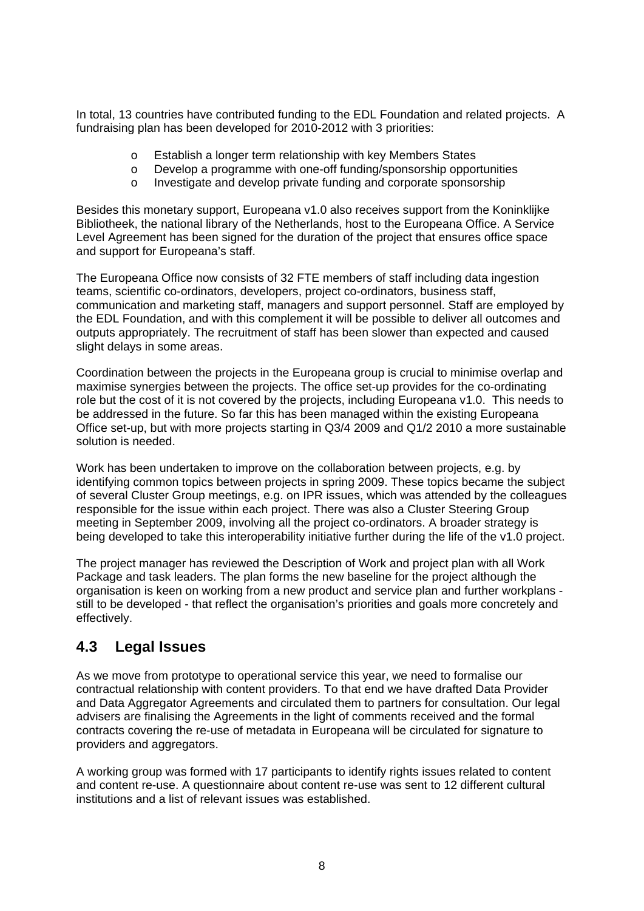In total, 13 countries have contributed funding to the EDL Foundation and related projects. A fundraising plan has been developed for 2010-2012 with 3 priorities:

- Establish a longer term relationship with key Members States
- Develop a programme with one-off funding/sponsorship opportunities
- Investigate and develop private funding and corporate sponsorship

Besides this monetary support, Europeana v1.0 also receives support from the Koninklijke Bibliotheek, the national library of the Netherlands, host to the Europeana Office. A Service Level Agreement has been signed for the duration of the project that ensures office space and support for Europeana's staff.

The Europeana Office now consists of 32 FTE members of staff including data ingestion teams, scientific co-ordinators, developers, project co-ordinators, business staff, communication and marketing staff, managers and support personnel. Staff are employed by the EDL Foundation, and with this complement it will be possible to deliver all outcomes and outputs appropriately. The recruitment of staff has been slower than expected and caused slight delays in some areas.

Coordination between the projects in the Europeana group is crucial to minimise overlap and maximise synergies between the projects. The office set-up provides for the co-ordinating role but the cost of it is not covered by the projects, including Europeana v1.0. This needs to be addressed in the future. So far this has been managed within the existing Europeana Office set-up, but with more projects starting in Q3/4 2009 and Q1/2 2010 a more sustainable solution is needed.

Work has been undertaken to improve on the collaboration between projects, e.g. by identifying common topics between projects in spring 2009. These topics became the subject of several Cluster Group meetings, e.g. on IPR issues, which was attended by the colleagues responsible for the issue within each project. There was also a Cluster Steering Group meeting in September 2009, involving all the project co-ordinators. A broader strategy is being developed to take this interoperability initiative further during the life of the v1.0 project.

The project manager has reviewed the Description of Work and project plan with all Work Package and task leaders. The plan forms the new baseline for the project although the organisation is keen on working from a new product and service plan and further workplans - still to be developed - that reflect the organisation's priorities and goals more concretely and effectively.

## 4.3 Legal Issues

As we move from prototype to operational service this year, we need to formalise our contractual relationship with content providers. To that end we have drafted Data Provider and Data Aggregator Agreements and circulated them to partners for consultation. Our legal advisers are finalising the Agreements in the light of comments received and the formal contracts covering the re-use of metadata in Europeana will be circulated for signature to providers and aggregators.

A working group was formed with 17 participants to identify rights issues related to content and content re-use. A questionnaire about content re-use was sent to 12 different cultural institutions and a list of relevant issues was established.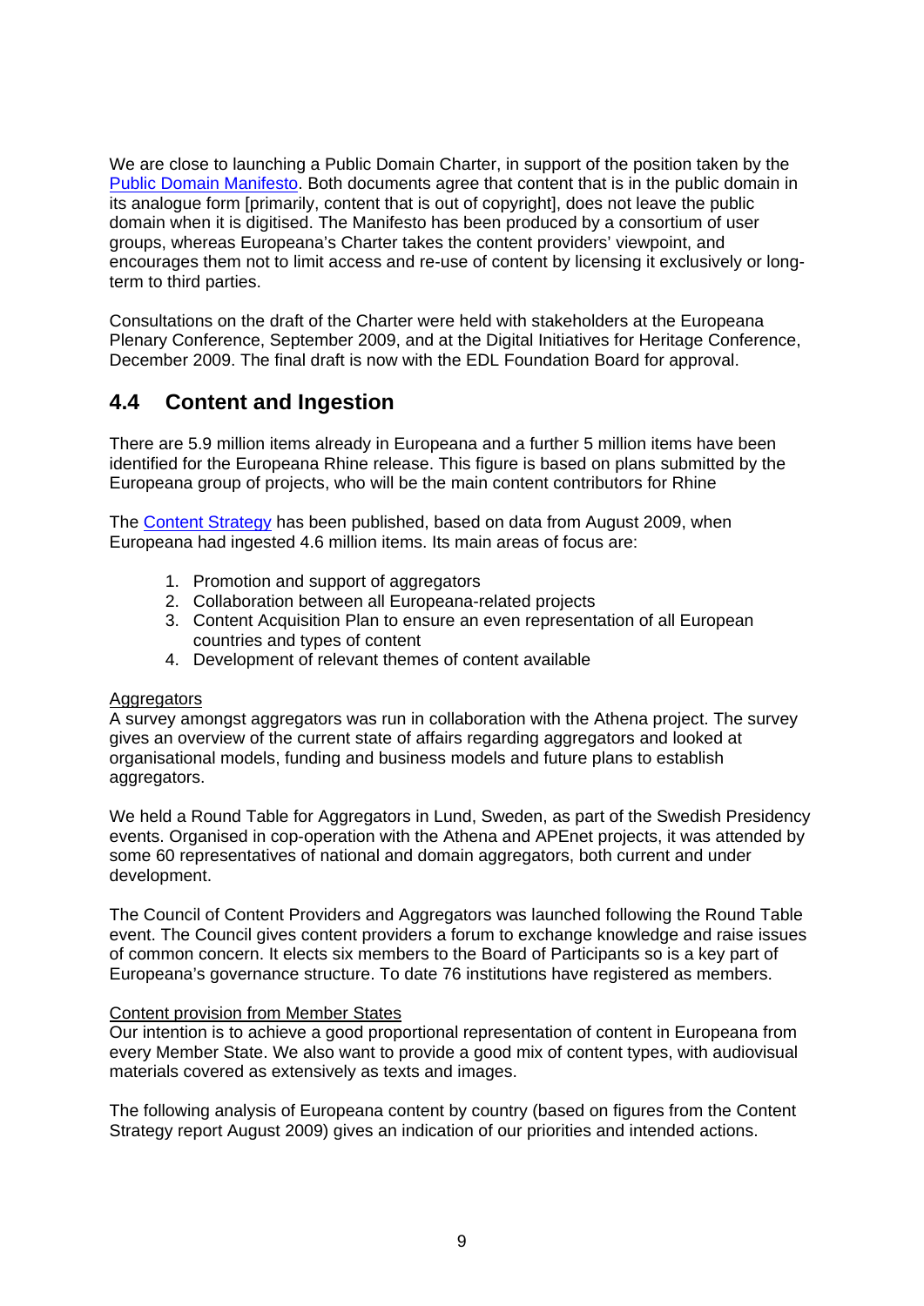We are close to launching a Public Domain Charter, in support of the position taken by the Public Domain Manifesto. Both documents agree that content that is in the public domain in its analogue form [primarily, content that is out of copyright], does not leave the public domain when it is digitised. The Manifesto has been produced by a consortium of user groups, whereas Europeana's Charter takes the content providers' viewpoint, and encourages them not to limit access and re-use of content by licensing it exclusively or long-term to third parties.

Consultations on the draft of the Charter were held with stakeholders at the Europeana Plenary Conference, September 2009, and at the Digital Initiatives for Heritage Conference, December 2009. The final draft is now with the EDL Foundation Board for approval.

## 4.4 Content and Ingestion

There are 5.9 million items already in Europeana and a further 5 million items have been identified for the Europeana Rhine release. This figure is based on plans submitted by the Europeana group of projects, who will be the main content contributors for Rhine

The Content Strategy has been published, based on data from August 2009, when Europeana had ingested 4.6 million items. Its main areas of focus are:

1. Promotion and support of aggregators
2. Collaboration between all Europeana-related projects
3. Content Acquisition Plan to ensure an even representation of all European countries and types of content
4. Development of relevant themes of content available

Aggregators

A survey amongst aggregators was run in collaboration with the Athena project. The survey gives an overview of the current state of affairs regarding aggregators and looked at organisational models, funding and business models and future plans to establish aggregators.

We held a Round Table for Aggregators in Lund, Sweden, as part of the Swedish Presidency events. Organised in cop-operation with the Athena and APEnet projects, it was attended by some 60 representatives of national and domain aggregators, both current and under development.

The Council of Content Providers and Aggregators was launched following the Round Table event. The Council gives content providers a forum to exchange knowledge and raise issues of common concern. It elects six members to the Board of Participants so is a key part of Europeana's governance structure. To date 76 institutions have registered as members.

Content provision from Member States

Our intention is to achieve a good proportional representation of content in Europeana from every Member State. We also want to provide a good mix of content types, with audiovisual materials covered as extensively as texts and images.

The following analysis of Europeana content by country (based on figures from the Content Strategy report August 2009) gives an indication of our priorities and intended actions.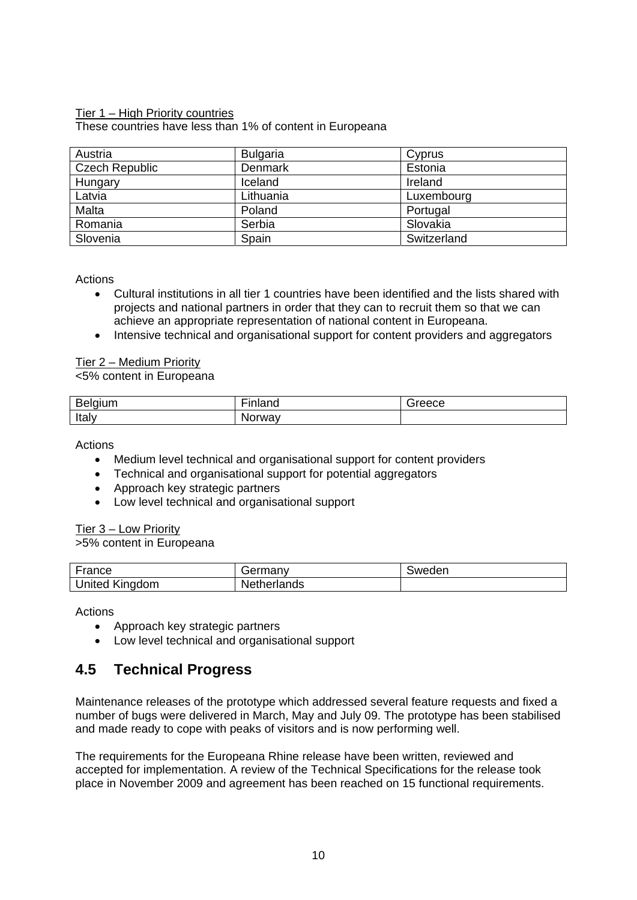Tier 1 – High Priority countries

These countries have less than 1% of content in Europeana

| | | |
|---|---|---|
| Austria | Bulgaria | Cyprus |
| Czech Republic | Denmark | Estonia |
| Hungary | Iceland | Ireland |
| Latvia | Lithuania | Luxembourg |
| Malta | Poland | Portugal |
| Romania | Serbia | Slovakia |
| Slovenia | Spain | Switzerland |

Actions

- Cultural institutions in all tier 1 countries have been identified and the lists shared with projects and national partners in order that they can to recruit them so that we can achieve an appropriate representation of national content in Europeana.
- Intensive technical and organisational support for content providers and aggregators

Tier 2 – Medium Priority

<5% content in Europeana

| | | |
|---|---|---|
| Belgium | Finland | Greece |
| Italy | Norway | |

Actions

- Medium level technical and organisational support for content providers
- Technical and organisational support for potential aggregators
- Approach key strategic partners
- Low level technical and organisational support

Tier 3 – Low Priority

>5% content in Europeana

| | | |
|---|---|---|
| France | Germany | Sweden |
| United Kingdom | Netherlands | |

Actions

- Approach key strategic partners
- Low level technical and organisational support

## 4.5 Technical Progress

Maintenance releases of the prototype which addressed several feature requests and fixed a number of bugs were delivered in March, May and July 09. The prototype has been stabilised and made ready to cope with peaks of visitors and is now performing well.

The requirements for the Europeana Rhine release have been written, reviewed and accepted for implementation. A review of the Technical Specifications for the release took place in November 2009 and agreement has been reached on 15 functional requirements.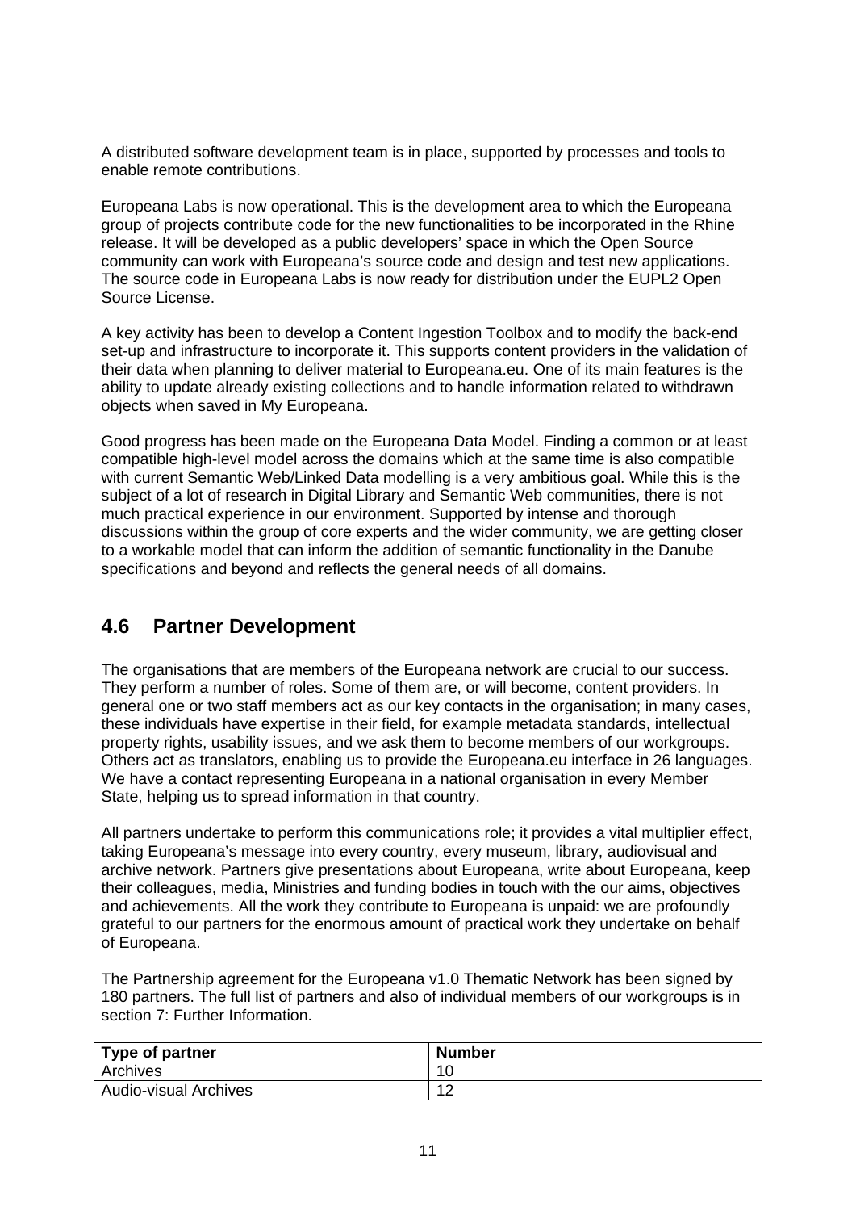A distributed software development team is in place, supported by processes and tools to enable remote contributions.

Europeana Labs is now operational. This is the development area to which the Europeana group of projects contribute code for the new functionalities to be incorporated in the Rhine release. It will be developed as a public developers' space in which the Open Source community can work with Europeana's source code and design and test new applications. The source code in Europeana Labs is now ready for distribution under the EUPL2 Open Source License.

A key activity has been to develop a Content Ingestion Toolbox and to modify the back-end set-up and infrastructure to incorporate it. This supports content providers in the validation of their data when planning to deliver material to Europeana.eu. One of its main features is the ability to update already existing collections and to handle information related to withdrawn objects when saved in My Europeana.

Good progress has been made on the Europeana Data Model. Finding a common or at least compatible high-level model across the domains which at the same time is also compatible with current Semantic Web/Linked Data modelling is a very ambitious goal. While this is the subject of a lot of research in Digital Library and Semantic Web communities, there is not much practical experience in our environment. Supported by intense and thorough discussions within the group of core experts and the wider community, we are getting closer to a workable model that can inform the addition of semantic functionality in the Danube specifications and beyond and reflects the general needs of all domains.

## 4.6 Partner Development

The organisations that are members of the Europeana network are crucial to our success. They perform a number of roles. Some of them are, or will become, content providers. In general one or two staff members act as our key contacts in the organisation; in many cases, these individuals have expertise in their field, for example metadata standards, intellectual property rights, usability issues, and we ask them to become members of our workgroups. Others act as translators, enabling us to provide the Europeana.eu interface in 26 languages. We have a contact representing Europeana in a national organisation in every Member State, helping us to spread information in that country.

All partners undertake to perform this communications role; it provides a vital multiplier effect, taking Europeana's message into every country, every museum, library, audiovisual and archive network. Partners give presentations about Europeana, write about Europeana, keep their colleagues, media, Ministries and funding bodies in touch with the our aims, objectives and achievements. All the work they contribute to Europeana is unpaid: we are profoundly grateful to our partners for the enormous amount of practical work they undertake on behalf of Europeana.

The Partnership agreement for the Europeana v1.0 Thematic Network has been signed by 180 partners. The full list of partners and also of individual members of our workgroups is in section 7: Further Information.

| Type of partner | Number |
|---|---|
| Archives | 10 |
| Audio-visual Archives | 12 |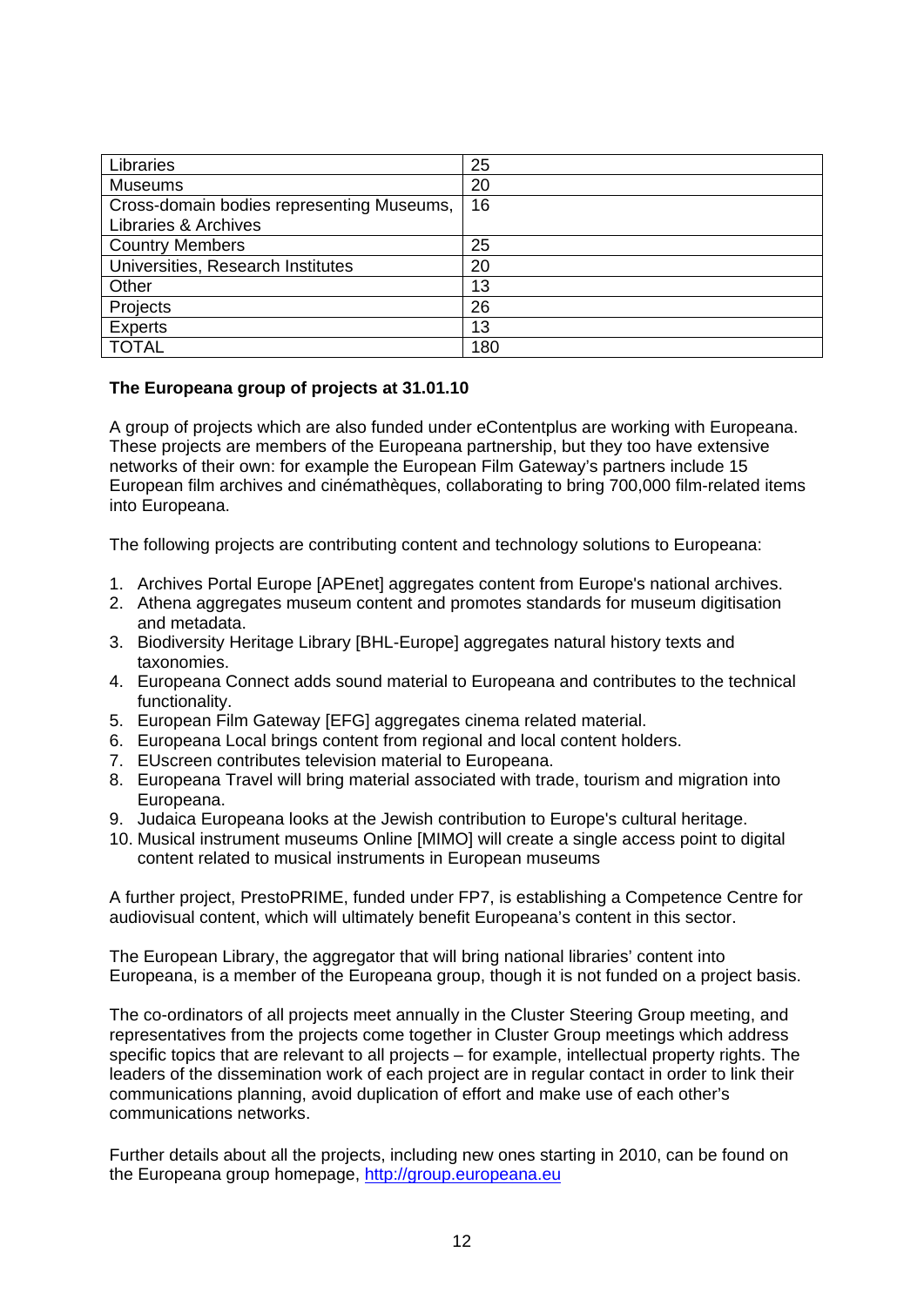| Libraries | 25 |
|---|---|
| Museums | 20 |
| Cross-domain bodies representing Museums, Libraries & Archives | 16 |
| Country Members | 25 |
| Universities, Research Institutes | 20 |
| Other | 13 |
| Projects | 26 |
| Experts | 13 |
| TOTAL | 180 |

**The Europeana group of projects at 31.01.10**

A group of projects which are also funded under eContentplus are working with Europeana. These projects are members of the Europeana partnership, but they too have extensive networks of their own: for example the European Film Gateway's partners include 15 European film archives and cinémathèques, collaborating to bring 700,000 film-related items into Europeana.

The following projects are contributing content and technology solutions to Europeana:

1. Archives Portal Europe [APEnet] aggregates content from Europe's national archives.
2. Athena aggregates museum content and promotes standards for museum digitisation and metadata.
3. Biodiversity Heritage Library [BHL-Europe] aggregates natural history texts and taxonomies.
4. Europeana Connect adds sound material to Europeana and contributes to the technical functionality.
5. European Film Gateway [EFG] aggregates cinema related material.
6. Europeana Local brings content from regional and local content holders.
7. EUscreen contributes television material to Europeana.
8. Europeana Travel will bring material associated with trade, tourism and migration into Europeana.
9. Judaica Europeana looks at the Jewish contribution to Europe's cultural heritage.
10. Musical instrument museums Online [MIMO] will create a single access point to digital content related to musical instruments in European museums

A further project, PrestoPRIME, funded under FP7, is establishing a Competence Centre for audiovisual content, which will ultimately benefit Europeana's content in this sector.

The European Library, the aggregator that will bring national libraries' content into Europeana, is a member of the Europeana group, though it is not funded on a project basis.

The co-ordinators of all projects meet annually in the Cluster Steering Group meeting, and representatives from the projects come together in Cluster Group meetings which address specific topics that are relevant to all projects – for example, intellectual property rights. The leaders of the dissemination work of each project are in regular contact in order to link their communications planning, avoid duplication of effort and make use of each other's communications networks.

Further details about all the projects, including new ones starting in 2010, can be found on the Europeana group homepage, http://group.europeana.eu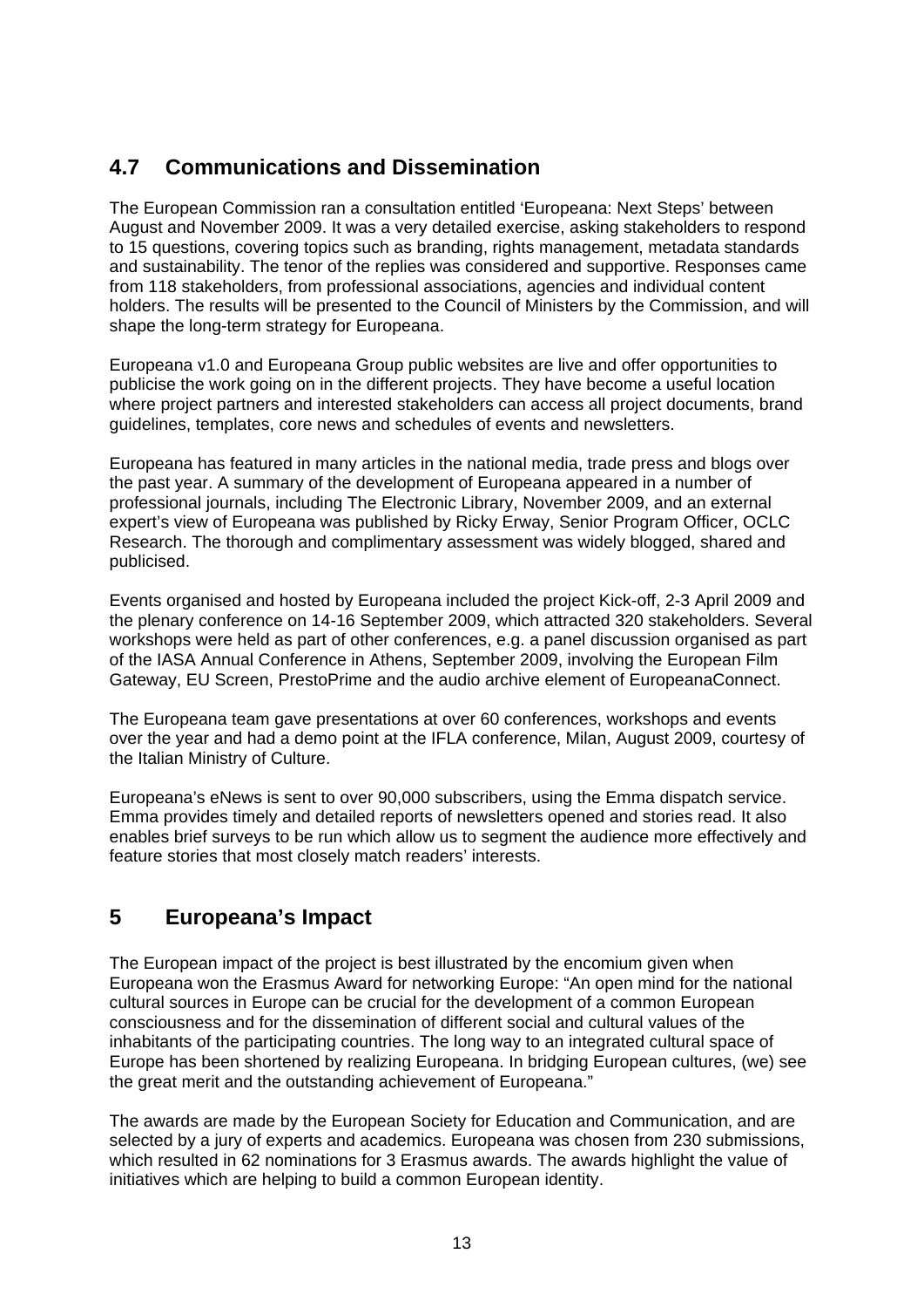## 4.7 Communications and Dissemination

The European Commission ran a consultation entitled 'Europeana: Next Steps' between August and November 2009. It was a very detailed exercise, asking stakeholders to respond to 15 questions, covering topics such as branding, rights management, metadata standards and sustainability. The tenor of the replies was considered and supportive. Responses came from 118 stakeholders, from professional associations, agencies and individual content holders. The results will be presented to the Council of Ministers by the Commission, and will shape the long-term strategy for Europeana.

Europeana v1.0 and Europeana Group public websites are live and offer opportunities to publicise the work going on in the different projects. They have become a useful location where project partners and interested stakeholders can access all project documents, brand guidelines, templates, core news and schedules of events and newsletters.

Europeana has featured in many articles in the national media, trade press and blogs over the past year. A summary of the development of Europeana appeared in a number of professional journals, including The Electronic Library, November 2009, and an external expert's view of Europeana was published by Ricky Erway, Senior Program Officer, OCLC Research. The thorough and complimentary assessment was widely blogged, shared and publicised.

Events organised and hosted by Europeana included the project Kick-off, 2-3 April 2009 and the plenary conference on 14-16 September 2009, which attracted 320 stakeholders. Several workshops were held as part of other conferences, e.g. a panel discussion organised as part of the IASA Annual Conference in Athens, September 2009, involving the European Film Gateway, EU Screen, PrestoPrime and the audio archive element of EuropeanaConnect.

The Europeana team gave presentations at over 60 conferences, workshops and events over the year and had a demo point at the IFLA conference, Milan, August 2009, courtesy of the Italian Ministry of Culture.

Europeana's eNews is sent to over 90,000 subscribers, using the Emma dispatch service. Emma provides timely and detailed reports of newsletters opened and stories read. It also enables brief surveys to be run which allow us to segment the audience more effectively and feature stories that most closely match readers' interests.

# 5 Europeana's Impact

The European impact of the project is best illustrated by the encomium given when Europeana won the Erasmus Award for networking Europe: "An open mind for the national cultural sources in Europe can be crucial for the development of a common European consciousness and for the dissemination of different social and cultural values of the inhabitants of the participating countries. The long way to an integrated cultural space of Europe has been shortened by realizing Europeana. In bridging European cultures, (we) see the great merit and the outstanding achievement of Europeana."

The awards are made by the European Society for Education and Communication, and are selected by a jury of experts and academics. Europeana was chosen from 230 submissions, which resulted in 62 nominations for 3 Erasmus awards. The awards highlight the value of initiatives which are helping to build a common European identity.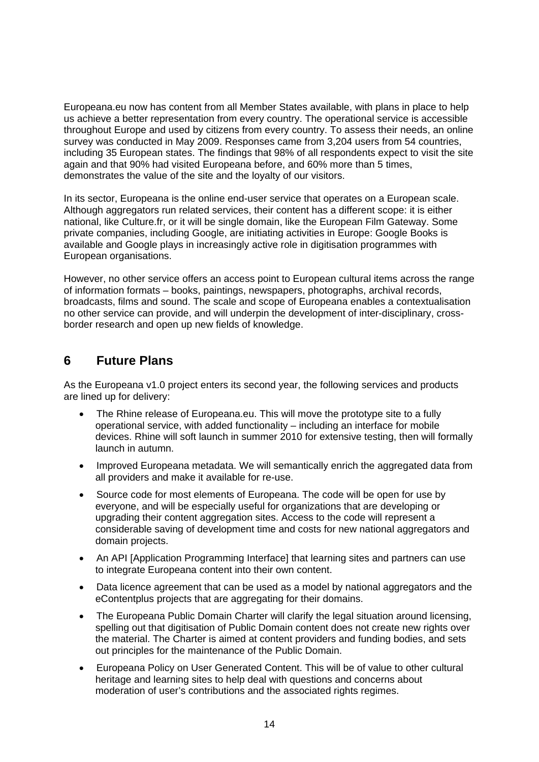Europeana.eu now has content from all Member States available, with plans in place to help us achieve a better representation from every country. The operational service is accessible throughout Europe and used by citizens from every country. To assess their needs, an online survey was conducted in May 2009. Responses came from 3,204 users from 54 countries, including 35 European states. The findings that 98% of all respondents expect to visit the site again and that 90% had visited Europeana before, and 60% more than 5 times, demonstrates the value of the site and the loyalty of our visitors.

In its sector, Europeana is the online end-user service that operates on a European scale. Although aggregators run related services, their content has a different scope: it is either national, like Culture.fr, or it will be single domain, like the European Film Gateway. Some private companies, including Google, are initiating activities in Europe: Google Books is available and Google plays in increasingly active role in digitisation programmes with European organisations.

However, no other service offers an access point to European cultural items across the range of information formats – books, paintings, newspapers, photographs, archival records, broadcasts, films and sound. The scale and scope of Europeana enables a contextualisation no other service can provide, and will underpin the development of inter-disciplinary, cross-border research and open up new fields of knowledge.

## 6 Future Plans

As the Europeana v1.0 project enters its second year, the following services and products are lined up for delivery:

- The Rhine release of Europeana.eu. This will move the prototype site to a fully operational service, with added functionality – including an interface for mobile devices. Rhine will soft launch in summer 2010 for extensive testing, then will formally launch in autumn.
- Improved Europeana metadata. We will semantically enrich the aggregated data from all providers and make it available for re-use.
- Source code for most elements of Europeana. The code will be open for use by everyone, and will be especially useful for organizations that are developing or upgrading their content aggregation sites. Access to the code will represent a considerable saving of development time and costs for new national aggregators and domain projects.
- An API [Application Programming Interface] that learning sites and partners can use to integrate Europeana content into their own content.
- Data licence agreement that can be used as a model by national aggregators and the eContentplus projects that are aggregating for their domains.
- The Europeana Public Domain Charter will clarify the legal situation around licensing, spelling out that digitisation of Public Domain content does not create new rights over the material. The Charter is aimed at content providers and funding bodies, and sets out principles for the maintenance of the Public Domain.
- Europeana Policy on User Generated Content. This will be of value to other cultural heritage and learning sites to help deal with questions and concerns about moderation of user's contributions and the associated rights regimes.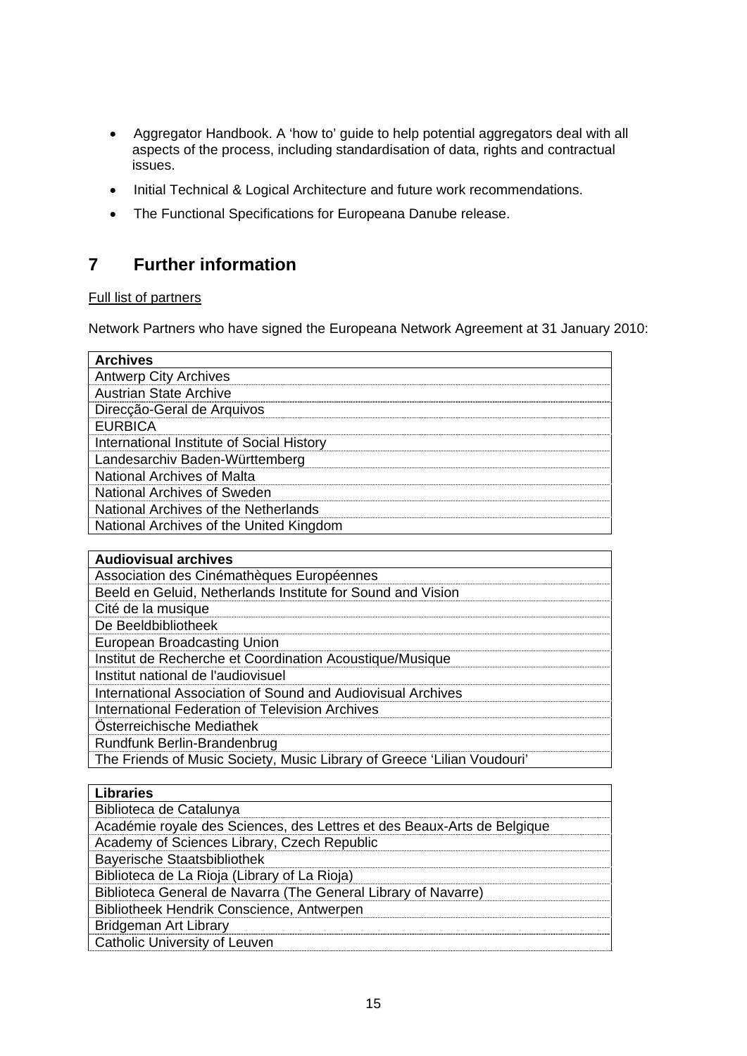- Aggregator Handbook. A 'how to' guide to help potential aggregators deal with all aspects of the process, including standardisation of data, rights and contractual issues.
- Initial Technical & Logical Architecture and future work recommendations.
- The Functional Specifications for Europeana Danube release.

# 7 Further information

Full list of partners

Network Partners who have signed the Europeana Network Agreement at 31 January 2010:

| **Archives** |
|---|
| Antwerp City Archives |
| Austrian State Archive |
| Direcção-Geral de Arquivos |
| EURBICA |
| International Institute of Social History |
| Landesarchiv Baden-Württemberg |
| National Archives of Malta |
| National Archives of Sweden |
| National Archives of the Netherlands |
| National Archives of the United Kingdom |

| **Audiovisual archives** |
|---|
| Association des Cinémathèques Européennes |
| Beeld en Geluid, Netherlands Institute for Sound and Vision |
| Cité de la musique |
| De Beeldbibliotheek |
| European Broadcasting Union |
| Institut de Recherche et Coordination Acoustique/Musique |
| Institut national de l'audiovisuel |
| International Association of Sound and Audiovisual Archives |
| International Federation of Television Archives |
| Österreichische Mediathek |
| Rundfunk Berlin-Brandenbrug |
| The Friends of Music Society, Music Library of Greece 'Lilian Voudouri' |

| **Libraries** |
|---|
| Biblioteca de Catalunya |
| Académie royale des Sciences, des Lettres et des Beaux-Arts de Belgique |
| Academy of Sciences Library, Czech Republic |
| Bayerische Staatsbibliothek |
| Biblioteca de La Rioja (Library of La Rioja) |
| Biblioteca General de Navarra (The General Library of Navarre) |
| Bibliotheek Hendrik Conscience, Antwerpen |
| Bridgeman Art Library |
| Catholic University of Leuven |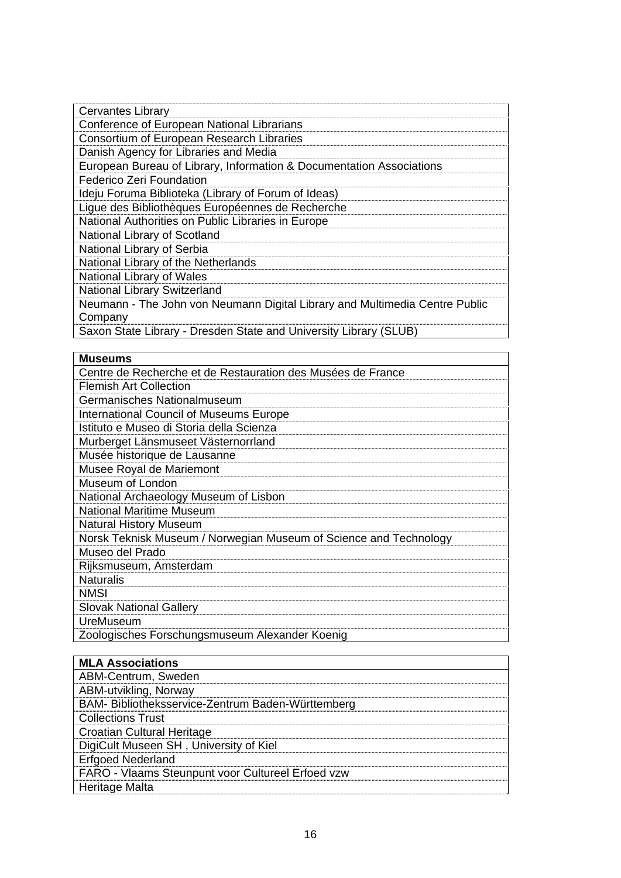| Cervantes Library |
|---|
| Conference of European National Librarians |
| Consortium of European Research Libraries |
| Danish Agency for Libraries and Media |
| European Bureau of Library, Information & Documentation Associations |
| Federico Zeri Foundation |
| Ideju Foruma Biblioteka (Library of Forum of Ideas) |
| Ligue des Bibliothèques Européennes de Recherche |
| National Authorities on Public Libraries in Europe |
| National Library of Scotland |
| National Library of Serbia |
| National Library of the Netherlands |
| National Library of Wales |
| National Library Switzerland |
| Neumann - The John von Neumann Digital Library and Multimedia Centre Public Company |
| Saxon State Library - Dresden State and University Library (SLUB) |

| **Museums** |
|---|
| Centre de Recherche et de Restauration des Musées de France |
| Flemish Art Collection |
| Germanisches Nationalmuseum |
| International Council of Museums Europe |
| Istituto e Museo di Storia della Scienza |
| Murberget Länsmuseet Västernorrland |
| Musée historique de Lausanne |
| Musee Royal de Mariemont |
| Museum of London |
| National Archaeology Museum of Lisbon |
| National Maritime Museum |
| Natural History Museum |
| Norsk Teknisk Museum / Norwegian Museum of Science and Technology |
| Museo del Prado |
| Rijksmuseum, Amsterdam |
| Naturalis |
| NMSI |
| Slovak National Gallery |
| UreMuseum |
| Zoologisches Forschungsmuseum Alexander Koenig |

| **MLA Associations** |
|---|
| ABM-Centrum, Sweden |
| ABM-utvikling, Norway |
| BAM- Bibliotheksservice-Zentrum Baden-Württemberg |
| Collections Trust |
| Croatian Cultural Heritage |
| DigiCult Museen SH , University of Kiel |
| Erfgoed Nederland |
| FARO - Vlaams Steunpunt voor Cultureel Erfoed vzw |
| Heritage Malta |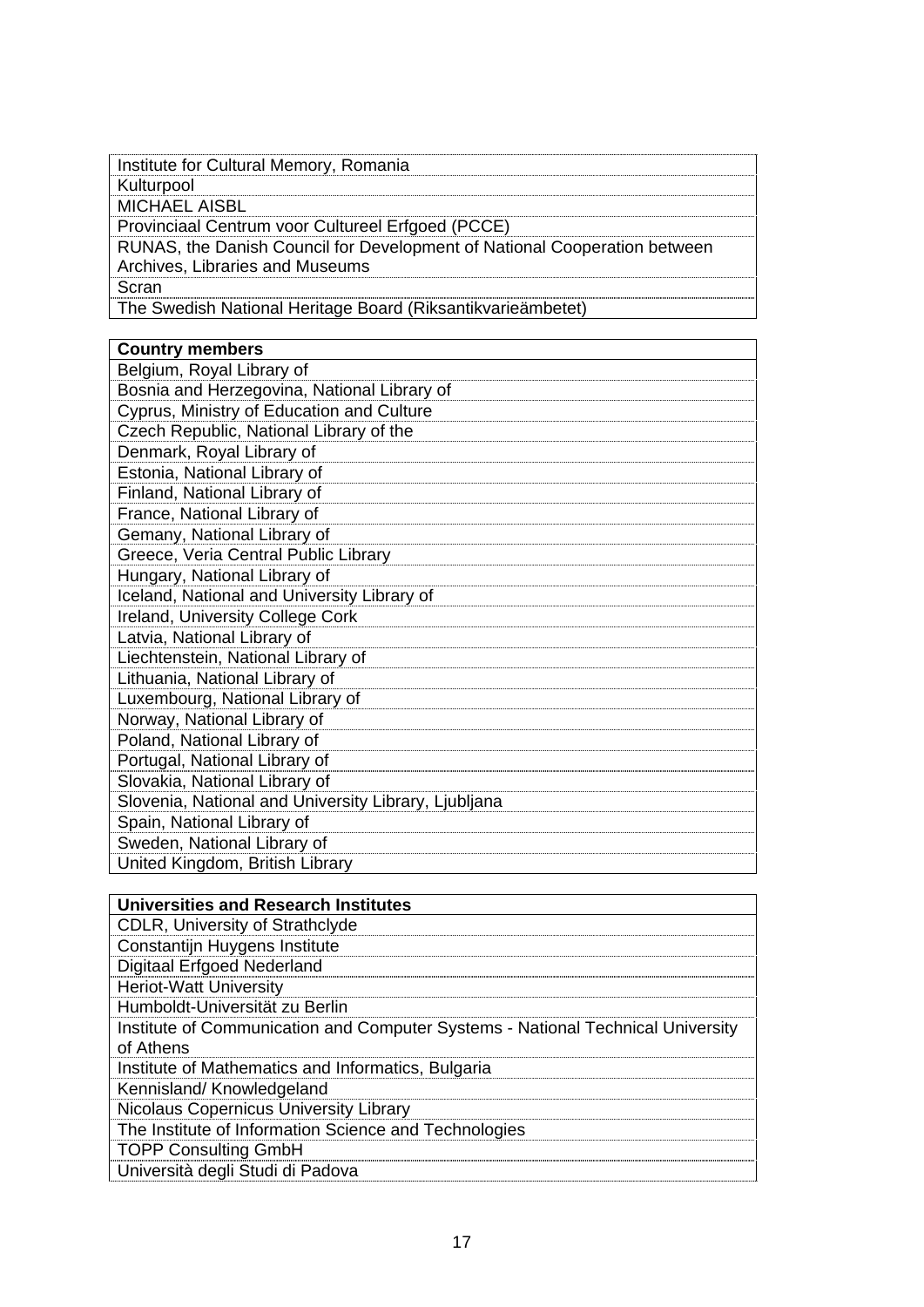| Institute for Cultural Memory, Romania |
| --- |
| Kulturpool |
| MICHAEL AISBL |
| Provinciaal Centrum voor Cultureel Erfgoed (PCCE) |
| RUNAS, the Danish Council for Development of National Cooperation between Archives, Libraries and Museums |
| Scran |
| The Swedish National Heritage Board (Riksantikvarieämbetet) |

| **Country members** |
| --- |
| Belgium, Royal Library of |
| Bosnia and Herzegovina, National Library of |
| Cyprus, Ministry of Education and Culture |
| Czech Republic, National Library of the |
| Denmark, Royal Library of |
| Estonia, National Library of |
| Finland, National Library of |
| France, National Library of |
| Gemany, National Library of |
| Greece, Veria Central Public Library |
| Hungary, National Library of |
| Iceland, National and University Library of |
| Ireland, University College Cork |
| Latvia, National Library of |
| Liechtenstein, National Library of |
| Lithuania, National Library of |
| Luxembourg, National Library of |
| Norway, National Library of |
| Poland, National Library of |
| Portugal, National Library of |
| Slovakia, National Library of |
| Slovenia, National and University Library, Ljubljana |
| Spain, National Library of |
| Sweden, National Library of |
| United Kingdom, British Library |

| **Universities and Research Institutes** |
| --- |
| CDLR, University of Strathclyde |
| Constantijn Huygens Institute |
| Digitaal Erfgoed Nederland |
| Heriot-Watt University |
| Humboldt-Universität zu Berlin |
| Institute of Communication and Computer Systems - National Technical University of Athens |
| Institute of Mathematics and Informatics, Bulgaria |
| Kennisland/ Knowledgeland |
| Nicolaus Copernicus University Library |
| The Institute of Information Science and Technologies |
| TOPP Consulting GmbH |
| Università degli Studi di Padova |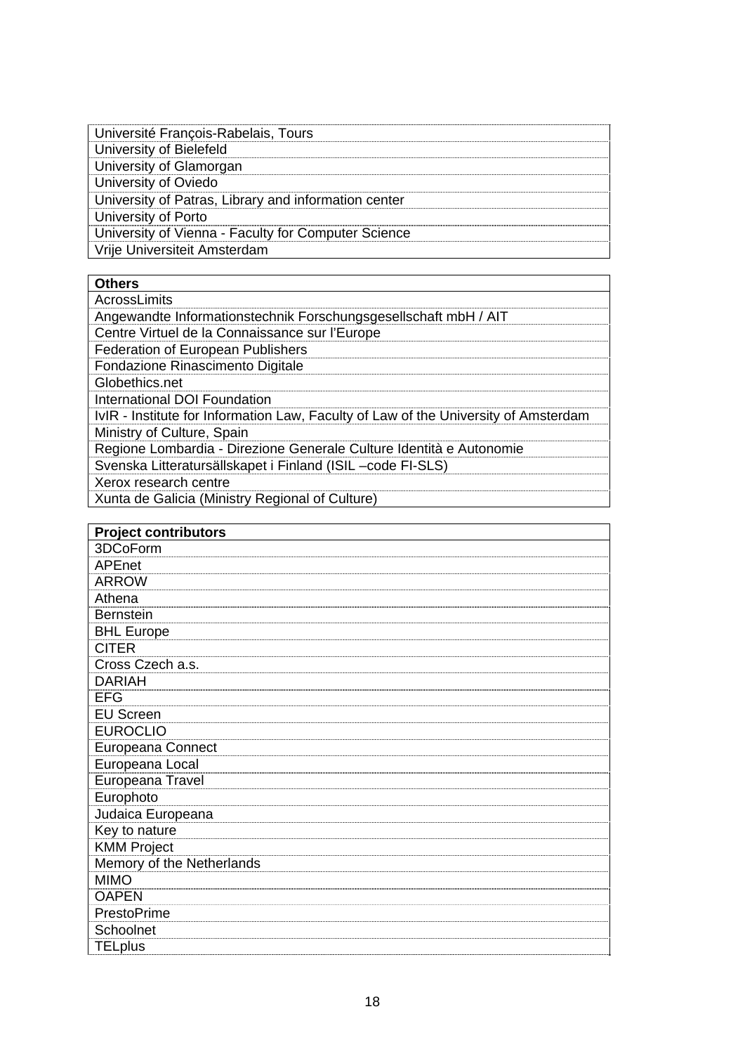| Université François-Rabelais, Tours |
|---|
| University of Bielefeld |
| University of Glamorgan |
| University of Oviedo |
| University of Patras, Library and information center |
| University of Porto |
| University of Vienna - Faculty for Computer Science |
| Vrije Universiteit Amsterdam |

| **Others** |
|---|
| AcrossLimits |
| Angewandte Informationstechnik Forschungsgesellschaft mbH / AIT |
| Centre Virtuel de la Connaissance sur l'Europe |
| Federation of European Publishers |
| Fondazione Rinascimento Digitale |
| Globethics.net |
| International DOI Foundation |
| IvIR - Institute for Information Law, Faculty of Law of the University of Amsterdam |
| Ministry of Culture, Spain |
| Regione Lombardia - Direzione Generale Culture Identità e Autonomie |
| Svenska Litteratursällskapet i Finland (ISIL –code FI-SLS) |
| Xerox research centre |
| Xunta de Galicia (Ministry Regional of Culture) |

| **Project contributors** |
|---|
| 3DCoForm |
| APEnet |
| ARROW |
| Athena |
| Bernstein |
| BHL Europe |
| CITER |
| Cross Czech a.s. |
| DARIAH |
| EFG |
| EU Screen |
| EUROCLIO |
| Europeana Connect |
| Europeana Local |
| Europeana Travel |
| Europhoto |
| Judaica Europeana |
| Key to nature |
| KMM Project |
| Memory of the Netherlands |
| MIMO |
| OAPEN |
| PrestoPrime |
| Schoolnet |
| TELplus |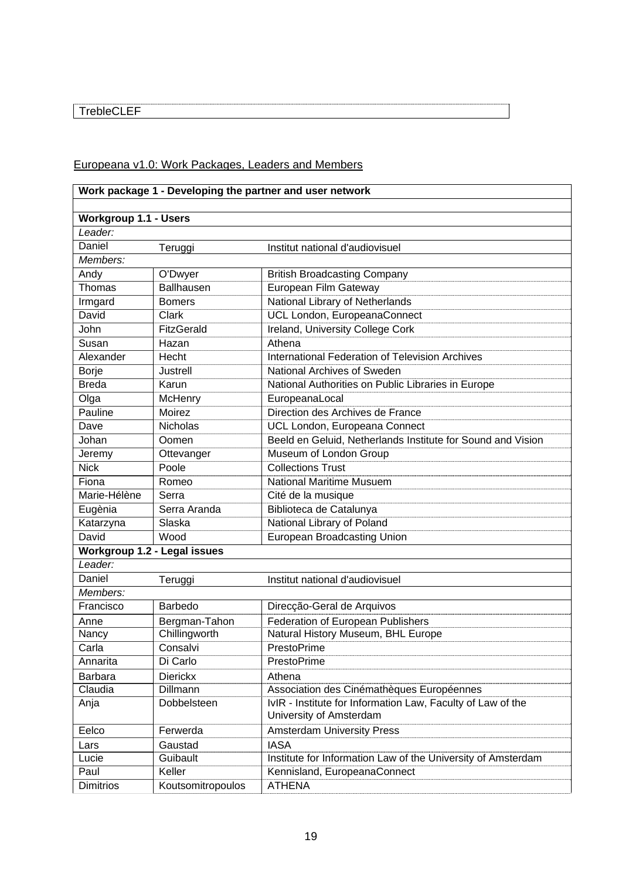| TrebleCLEF |
|---|

Europeana v1.0: Work Packages, Leaders and Members

| Work package 1 - Developing the partner and user network | | |
|---|---|---|
| | | |
| **Workgroup 1.1 - Users** | | |
| *Leader:* | | |
| Daniel | Teruggi | Institut national d'audiovisuel |
| *Members:* | | |
| Andy | O'Dwyer | British Broadcasting Company |
| Thomas | Ballhausen | European Film Gateway |
| Irmgard | Bomers | National Library of Netherlands |
| David | Clark | UCL London, EuropeanaConnect |
| John | FitzGerald | Ireland, University College Cork |
| Susan | Hazan | Athena |
| Alexander | Hecht | International Federation of Television Archives |
| Borje | Justrell | National Archives of Sweden |
| Breda | Karun | National Authorities on Public Libraries in Europe |
| Olga | McHenry | EuropeanaLocal |
| Pauline | Moirez | Direction des Archives de France |
| Dave | Nicholas | UCL London, Europeana Connect |
| Johan | Oomen | Beeld en Geluid, Netherlands Institute for Sound and Vision |
| Jeremy | Ottevanger | Museum of London Group |
| Nick | Poole | Collections Trust |
| Fiona | Romeo | National Maritime Musuem |
| Marie-Hélène | Serra | Cité de la musique |
| Eugènia | Serra Aranda | Biblioteca de Catalunya |
| Katarzyna | Slaska | National Library of Poland |
| David | Wood | European Broadcasting Union |
| **Workgroup 1.2 - Legal issues** | | |
| *Leader:* | | |
| Daniel | Teruggi | Institut national d'audiovisuel |
| *Members:* | | |
| Francisco | Barbedo | Direcção-Geral de Arquivos |
| Anne | Bergman-Tahon | Federation of European Publishers |
| Nancy | Chillingworth | Natural History Museum, BHL Europe |
| Carla | Consalvi | PrestoPrime |
| Annarita | Di Carlo | PrestoPrime |
| Barbara | Dierickx | Athena |
| Claudia | Dillmann | Association des Cinémathèques Européennes |
| Anja | Dobbelsteen | IvIR - Institute for Information Law, Faculty of Law of the University of Amsterdam |
| Eelco | Ferwerda | Amsterdam University Press |
| Lars | Gaustad | IASA |
| Lucie | Guibault | Institute for Information Law of the University of Amsterdam |
| Paul | Keller | Kennisland, EuropeanaConnect |
| Dimitrios | Koutsomitropoulos | ATHENA |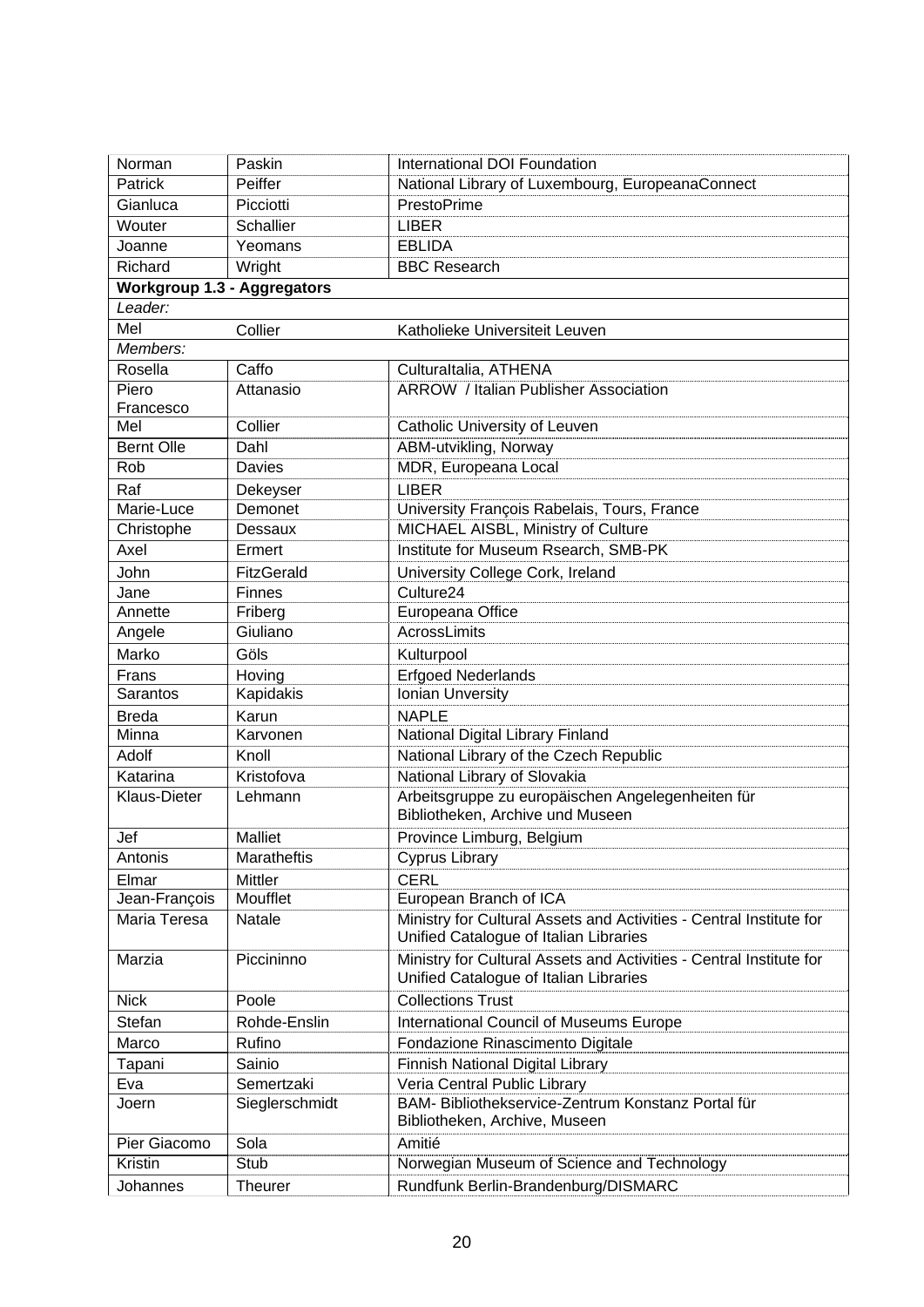| | | |
|---|---|---|
| Norman | Paskin | International DOI Foundation |
| Patrick | Peiffer | National Library of Luxembourg, EuropeanaConnect |
| Gianluca | Picciotti | PrestoPrime |
| Wouter | Schallier | LIBER |
| Joanne | Yeomans | EBLIDA |
| Richard | Wright | BBC Research |
| **Workgroup 1.3 - Aggregators** | | |
| *Leader:* | | |
| Mel | Collier | Katholieke Universiteit Leuven |
| *Members:* | | |
| Rosella | Caffo | CulturaItalia, ATHENA |
| Piero Francesco | Attanasio | ARROW / Italian Publisher Association |
| Mel | Collier | Catholic University of Leuven |
| Bernt Olle | Dahl | ABM-utvikling, Norway |
| Rob | Davies | MDR, Europeana Local |
| Raf | Dekeyser | LIBER |
| Marie-Luce | Demonet | University François Rabelais, Tours, France |
| Christophe | Dessaux | MICHAEL AISBL, Ministry of Culture |
| Axel | Ermert | Institute for Museum Rsearch, SMB-PK |
| John | FitzGerald | University College Cork, Ireland |
| Jane | Finnes | Culture24 |
| Annette | Friberg | Europeana Office |
| Angele | Giuliano | AcrossLimits |
| Marko | Göls | Kulturpool |
| Frans | Hoving | Erfgoed Nederlands |
| Sarantos | Kapidakis | Ionian Unversity |
| Breda | Karun | NAPLE |
| Minna | Karvonen | National Digital Library Finland |
| Adolf | Knoll | National Library of the Czech Republic |
| Katarina | Kristofova | National Library of Slovakia |
| Klaus-Dieter | Lehmann | Arbeitsgruppe zu europäischen Angelegenheiten für Bibliotheken, Archive und Museen |
| Jef | Malliet | Province Limburg, Belgium |
| Antonis | Maratheftis | Cyprus Library |
| Elmar | Mittler | CERL |
| Jean-François | Moufflet | European Branch of ICA |
| Maria Teresa | Natale | Ministry for Cultural Assets and Activities - Central Institute for Unified Catalogue of Italian Libraries |
| Marzia | Piccininno | Ministry for Cultural Assets and Activities - Central Institute for Unified Catalogue of Italian Libraries |
| Nick | Poole | Collections Trust |
| Stefan | Rohde-Enslin | International Council of Museums Europe |
| Marco | Rufino | Fondazione Rinascimento Digitale |
| Tapani | Sainio | Finnish National Digital Library |
| Eva | Semertzaki | Veria Central Public Library |
| Joern | Sieglerschmidt | BAM- Bibliothekservice-Zentrum Konstanz Portal für Bibliotheken, Archive, Museen |
| Pier Giacomo | Sola | Amitié |
| Kristin | Stub | Norwegian Museum of Science and Technology |
| Johannes | Theurer | Rundfunk Berlin-Brandenburg/DISMARC |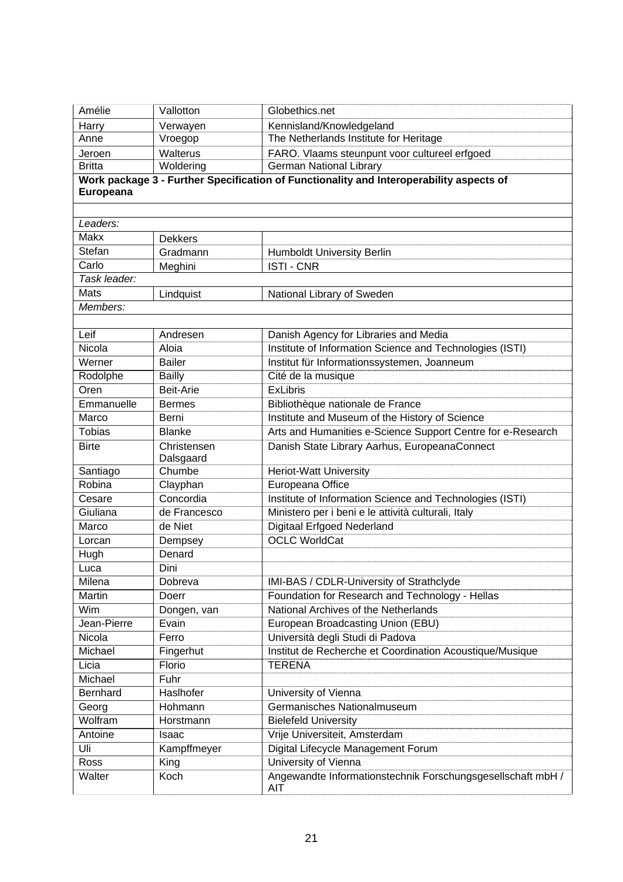| | | |
|---|---|---|
| Amélie | Vallotton | Globethics.net |
| Harry | Verwayen | Kennisland/Knowledgeland |
| Anne | Vroegop | The Netherlands Institute for Heritage |
| Jeroen | Walterus | FARO. Vlaams steunpunt voor cultureel erfgoed |
| Britta | Woldering | German National Library |
| **Work package 3 - Further Specification of Functionality and Interoperability aspects of Europeana** | | |
| | | |
| *Leaders:* | | |
| Makx | Dekkers | |
| Stefan | Gradmann | Humboldt University Berlin |
| Carlo | Meghini | ISTI - CNR |
| *Task leader:* | | |
| Mats | Lindquist | National Library of Sweden |
| *Members:* | | |
| | | |
| Leif | Andresen | Danish Agency for Libraries and Media |
| Nicola | Aloia | Institute of Information Science and Technologies (ISTI) |
| Werner | Bailer | Institut für Informationssystemen, Joanneum |
| Rodolphe | Bailly | Cité de la musique |
| Oren | Beit-Arie | ExLibris |
| Emmanuelle | Bermes | Bibliothèque nationale de France |
| Marco | Berni | Institute and Museum of the History of Science |
| Tobias | Blanke | Arts and Humanities e-Science Support Centre for e-Research |
| Birte | Christensen Dalsgaard | Danish State Library Aarhus, EuropeanaConnect |
| Santiago | Chumbe | Heriot-Watt University |
| Robina | Clayphan | Europeana Office |
| Cesare | Concordia | Institute of Information Science and Technologies (ISTI) |
| Giuliana | de Francesco | Ministero per i beni e le attività culturali, Italy |
| Marco | de Niet | Digitaal Erfgoed Nederland |
| Lorcan | Dempsey | OCLC WorldCat |
| Hugh | Denard | |
| Luca | Dini | |
| Milena | Dobreva | IMI-BAS / CDLR-University of Strathclyde |
| Martin | Doerr | Foundation for Research and Technology - Hellas |
| Wim | Dongen, van | National Archives of the Netherlands |
| Jean-Pierre | Evain | European Broadcasting Union (EBU) |
| Nicola | Ferro | Università degli Studi di Padova |
| Michael | Fingerhut | Institut de Recherche et Coordination Acoustique/Musique |
| Licia | Florio | TERENA |
| Michael | Fuhr | |
| Bernhard | Haslhofer | University of Vienna |
| Georg | Hohmann | Germanisches Nationalmuseum |
| Wolfram | Horstmann | Bielefeld University |
| Antoine | Isaac | Vrije Universiteit, Amsterdam |
| Uli | Kampffmeyer | Digital Lifecycle Management Forum |
| Ross | King | University of Vienna |
| Walter | Koch | Angewandte Informationstechnik Forschungsgesellschaft mbH / AIT |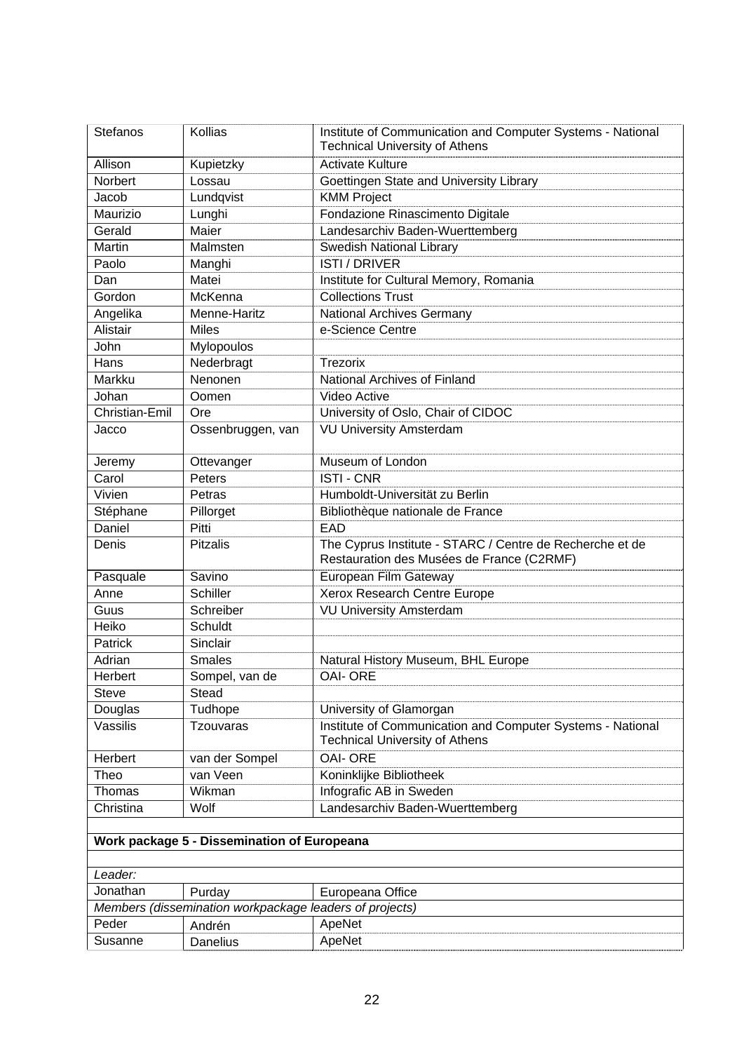| | | |
|---|---|---|
| Stefanos | Kollias | Institute of Communication and Computer Systems - National Technical University of Athens |
| Allison | Kupietzky | Activate Kulture |
| Norbert | Lossau | Goettingen State and University Library |
| Jacob | Lundqvist | KMM Project |
| Maurizio | Lunghi | Fondazione Rinascimento Digitale |
| Gerald | Maier | Landesarchiv Baden-Wuerttemberg |
| Martin | Malmsten | Swedish National Library |
| Paolo | Manghi | ISTI / DRIVER |
| Dan | Matei | Institute for Cultural Memory, Romania |
| Gordon | McKenna | Collections Trust |
| Angelika | Menne-Haritz | National Archives Germany |
| Alistair | Miles | e-Science Centre |
| John | Mylopoulos | |
| Hans | Nederbragt | Trezorix |
| Markku | Nenonen | National Archives of Finland |
| Johan | Oomen | Video Active |
| Christian-Emil | Ore | University of Oslo, Chair of CIDOC |
| Jacco | Ossenbruggen, van | VU University Amsterdam |
| Jeremy | Ottevanger | Museum of London |
| Carol | Peters | ISTI - CNR |
| Vivien | Petras | Humboldt-Universität zu Berlin |
| Stéphane | Pillorget | Bibliothèque nationale de France |
| Daniel | Pitti | EAD |
| Denis | Pitzalis | The Cyprus Institute - STARC / Centre de Recherche et de Restauration des Musées de France (C2RMF) |
| Pasquale | Savino | European Film Gateway |
| Anne | Schiller | Xerox Research Centre Europe |
| Guus | Schreiber | VU University Amsterdam |
| Heiko | Schuldt | |
| Patrick | Sinclair | |
| Adrian | Smales | Natural History Museum, BHL Europe |
| Herbert | Sompel, van de | OAI- ORE |
| Steve | Stead | |
| Douglas | Tudhope | University of Glamorgan |
| Vassilis | Tzouvaras | Institute of Communication and Computer Systems - National Technical University of Athens |
| Herbert | van der Sompel | OAI- ORE |
| Theo | van Veen | Koninklijke Bibliotheek |
| Thomas | Wikman | Infografic AB in Sweden |
| Christina | Wolf | Landesarchiv Baden-Wuerttemberg |
| | | |
| **Work package 5 - Dissemination of Europeana** | | |
| | | |
| *Leader:* | | |
| Jonathan | Purday | Europeana Office |
| *Members (dissemination workpackage leaders of projects)* | | |
| Peder | Andrén | ApeNet |
| Susanne | Danelius | ApeNet |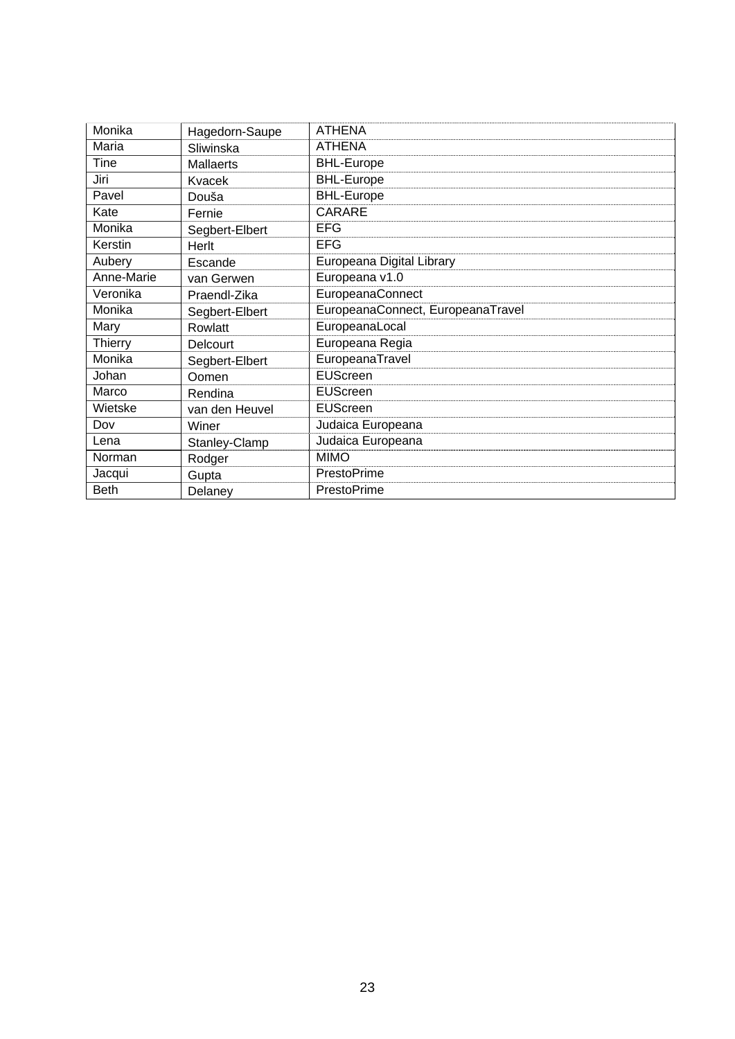| | | |
|---|---|---|
| Monika | Hagedorn-Saupe | ATHENA |
| Maria | Sliwinska | ATHENA |
| Tine | Mallaerts | BHL-Europe |
| Jiri | Kvacek | BHL-Europe |
| Pavel | Douša | BHL-Europe |
| Kate | Fernie | CARARE |
| Monika | Segbert-Elbert | EFG |
| Kerstin | Herlt | EFG |
| Aubery | Escande | Europeana Digital Library |
| Anne-Marie | van Gerwen | Europeana v1.0 |
| Veronika | Praendl-Zika | EuropeanaConnect |
| Monika | Segbert-Elbert | EuropeanaConnect, EuropeanaTravel |
| Mary | Rowlatt | EuropeanaLocal |
| Thierry | Delcourt | Europeana Regia |
| Monika | Segbert-Elbert | EuropeanaTravel |
| Johan | Oomen | EUScreen |
| Marco | Rendina | EUScreen |
| Wietske | van den Heuvel | EUScreen |
| Dov | Winer | Judaica Europeana |
| Lena | Stanley-Clamp | Judaica Europeana |
| Norman | Rodger | MIMO |
| Jacqui | Gupta | PrestoPrime |
| Beth | Delaney | PrestoPrime |